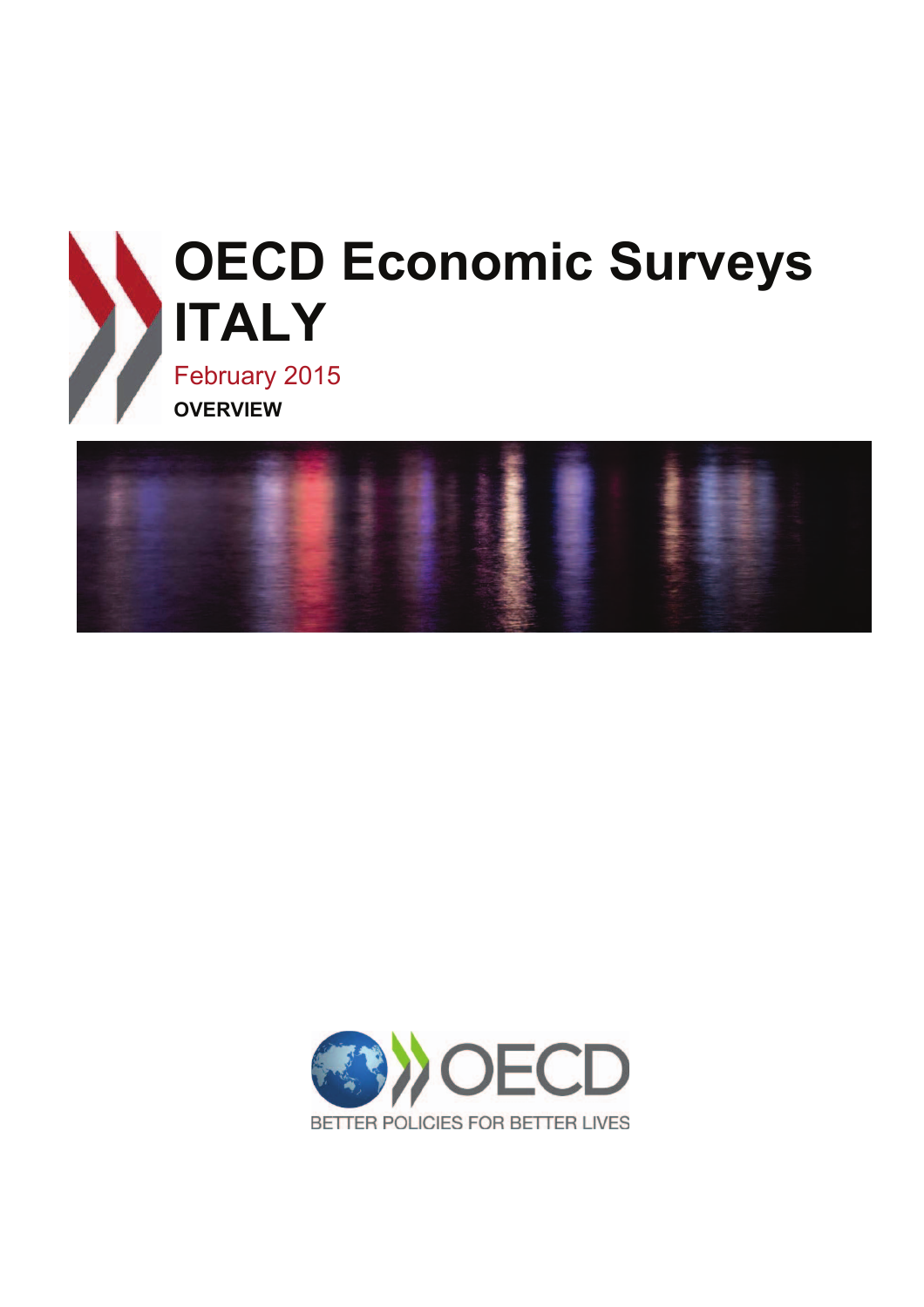# OECD Economic Surveys ITALY

February 2015

**OVERVIEW**

BETTER POLICIES FOR BETTER LIVES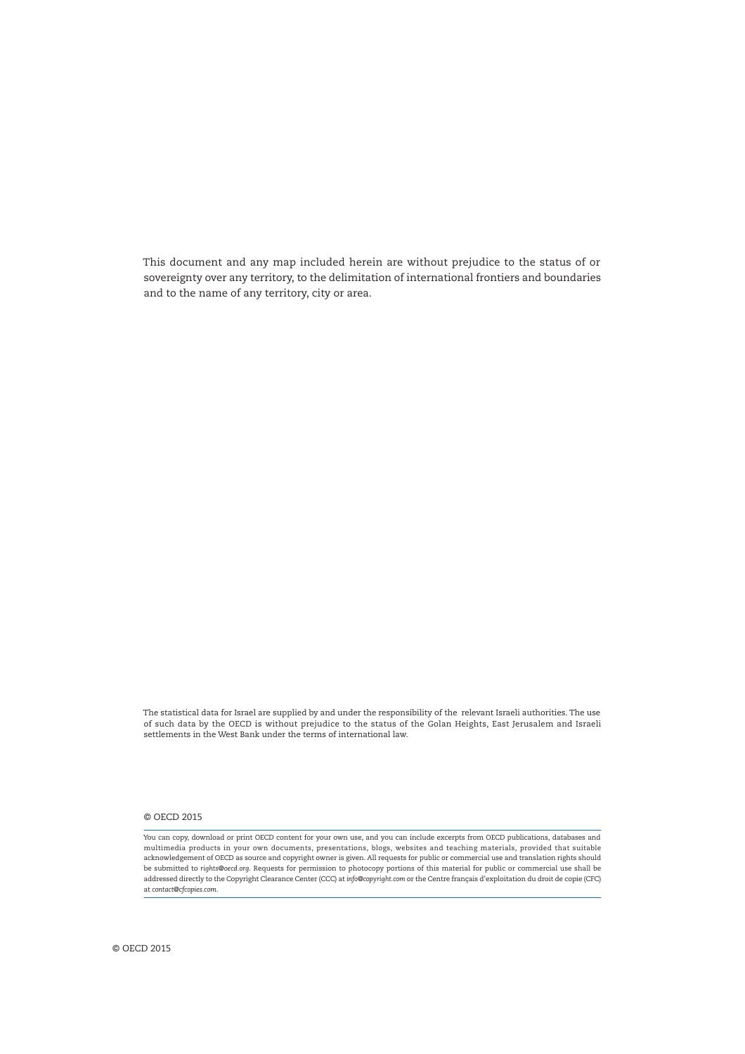This document and any map included herein are without prejudice to the status of or sovereignty over any territory, to the delimitation of international frontiers and boundaries and to the name of any territory, city or area.

The statistical data for Israel are supplied by and under the responsibility of the relevant Israeli authorities. The use of such data by the OECD is without prejudice to the status of the Golan Heights, East Jerusalem and Israeli settlements in the West Bank under the terms of international law.

© OECD 2015

You can copy, download or print OECD content for your own use, and you can include excerpts from OECD publications, databases and multimedia products in your own documents, presentations, blogs, websites and teaching materials, provided that suitable acknowledgement of OECD as source and copyright owner is given. All requests for public or commercial use and translation rights should be submitted to *rights@oecd.org*. Requests for permission to photocopy portions of this material for public or commercial use shall be addressed directly to the Copyright Clearance Center (CCC) at *info@copyright.com* or the Centre français d'exploitation du droit de copie (CFC) at *contact@cfcopies.com*.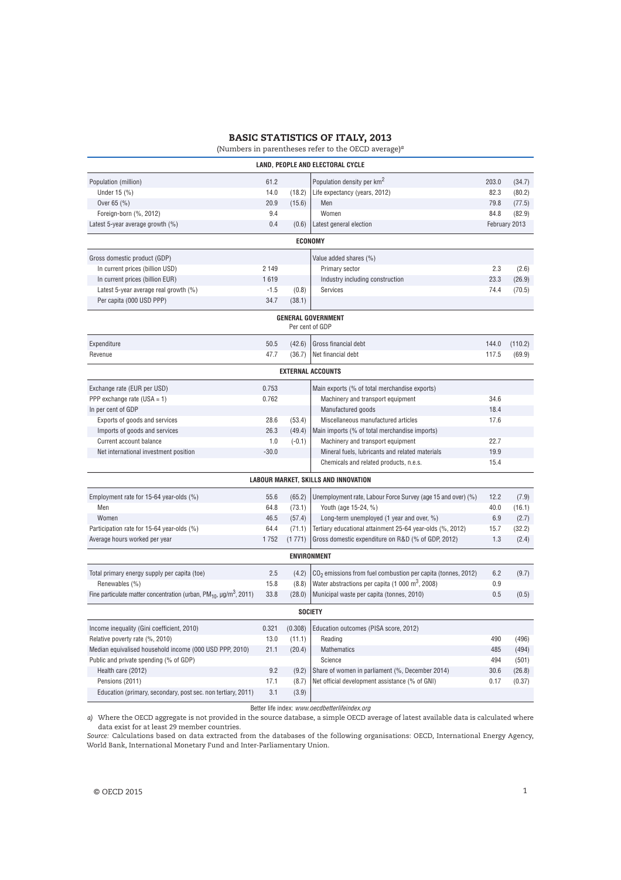# BASIC STATISTICS OF ITALY, 2013

(Numbers in parentheses refer to the OECD average)[a]

| | | | | | |
|---|---|---|---|---|---|
| **LAND, PEOPLE AND ELECTORAL CYCLE** | | | | | |
| Population (million) | 61.2 | | Population density per km² | 203.0 | (34.7) |
| Under 15 (%) | 14.0 | (18.2) | Life expectancy (years, 2012) | 82.3 | (80.2) |
| Over 65 (%) | 20.9 | (15.6) | Men | 79.8 | (77.5) |
| Foreign-born (%, 2012) | 9.4 | | Women | 84.8 | (82.9) |
| Latest 5-year average growth (%) | 0.4 | (0.6) | Latest general election | February 2013 | |
| **ECONOMY** | | | | | |
| Gross domestic product (GDP) | | | Value added shares (%) | | |
| In current prices (billion USD) | 2 149 | | Primary sector | 2.3 | (2.6) |
| In current prices (billion EUR) | 1 619 | | Industry including construction | 23.3 | (26.9) |
| Latest 5-year average real growth (%) | -1.5 | (0.8) | Services | 74.4 | (70.5) |
| Per capita (000 USD PPP) | 34.7 | (38.1) | | | |
| **GENERAL GOVERNMENT** Per cent of GDP | | | | | |
| Expenditure | 50.5 | (42.6) | Gross financial debt | 144.0 | (110.2) |
| Revenue | 47.7 | (36.7) | Net financial debt | 117.5 | (69.9) |
| **EXTERNAL ACCOUNTS** | | | | | |
| Exchange rate (EUR per USD) | 0.753 | | Main exports (% of total merchandise exports) | | |
| PPP exchange rate (USA = 1) | 0.762 | | Machinery and transport equipment | 34.6 | |
| In per cent of GDP | | | Manufactured goods | 18.4 | |
| Exports of goods and services | 28.6 | (53.4) | Miscellaneous manufactured articles | 17.6 | |
| Imports of goods and services | 26.3 | (49.4) | Main imports (% of total merchandise imports) | | |
| Current account balance | 1.0 | (-0.1) | Machinery and transport equipment | 22.7 | |
| Net international investment position | -30.0 | | Mineral fuels, lubricants and related materials | 19.9 | |
| | | | Chemicals and related products, n.e.s. | 15.4 | |
| **LABOUR MARKET, SKILLS AND INNOVATION** | | | | | |
| Employment rate for 15-64 year-olds (%) | 55.6 | (65.2) | Unemployment rate, Labour Force Survey (age 15 and over) (%) | 12.2 | (7.9) |
| Men | 64.8 | (73.1) | Youth (age 15-24, %) | 40.0 | (16.1) |
| Women | 46.5 | (57.4) | Long-term unemployed (1 year and over, %) | 6.9 | (2.7) |
| Participation rate for 15-64 year-olds (%) | 64.4 | (71.1) | Tertiary educational attainment 25-64 year-olds (%, 2012) | 15.7 | (32.2) |
| Average hours worked per year | 1 752 | (1 771) | Gross domestic expenditure on R&D (% of GDP, 2012) | 1.3 | (2.4) |
| **ENVIRONMENT** | | | | | |
| Total primary energy supply per capita (toe) | 2.5 | (4.2) | $CO_2$ emissions from fuel combustion per capita (tonnes, 2012) | 6.2 | (9.7) |
| Renewables (%) | 15.8 | (8.8) | Water abstractions per capita (1 000 m³, 2008) | 0.9 | |
| Fine particulate matter concentration (urban, $PM_{10}$, µg/m³, 2011) | 33.8 | (28.0) | Municipal waste per capita (tonnes, 2010) | 0.5 | (0.5) |
| **SOCIETY** | | | | | |
| Income inequality (Gini coefficient, 2010) | 0.321 | (0.308) | Education outcomes (PISA score, 2012) | | |
| Relative poverty rate (%, 2010) | 13.0 | (11.1) | Reading | 490 | (496) |
| Median equivalised household income (000 USD PPP, 2010) | 21.1 | (20.4) | Mathematics | 485 | (494) |
| Public and private spending (% of GDP) | | | Science | 494 | (501) |
| Health care (2012) | 9.2 | (9.2) | Share of women in parliament (%, December 2014) | 30.6 | (26.8) |
| Pensions (2011) | 17.1 | (8.7) | Net official development assistance (% of GNI) | 0.17 | (0.37) |
| Education (primary, secondary, post sec. non tertiary, 2011) | 3.1 | (3.9) | | | |

Better life index: *www.oecdbetterlifeindex.org*

*a)* Where the OECD aggregate is not provided in the source database, a simple OECD average of latest available data is calculated where data exist for at least 29 member countries.

*Source:* Calculations based on data extracted from the databases of the following organisations: OECD, International Energy Agency, World Bank, International Monetary Fund and Inter-Parliamentary Union.

© OECD 2015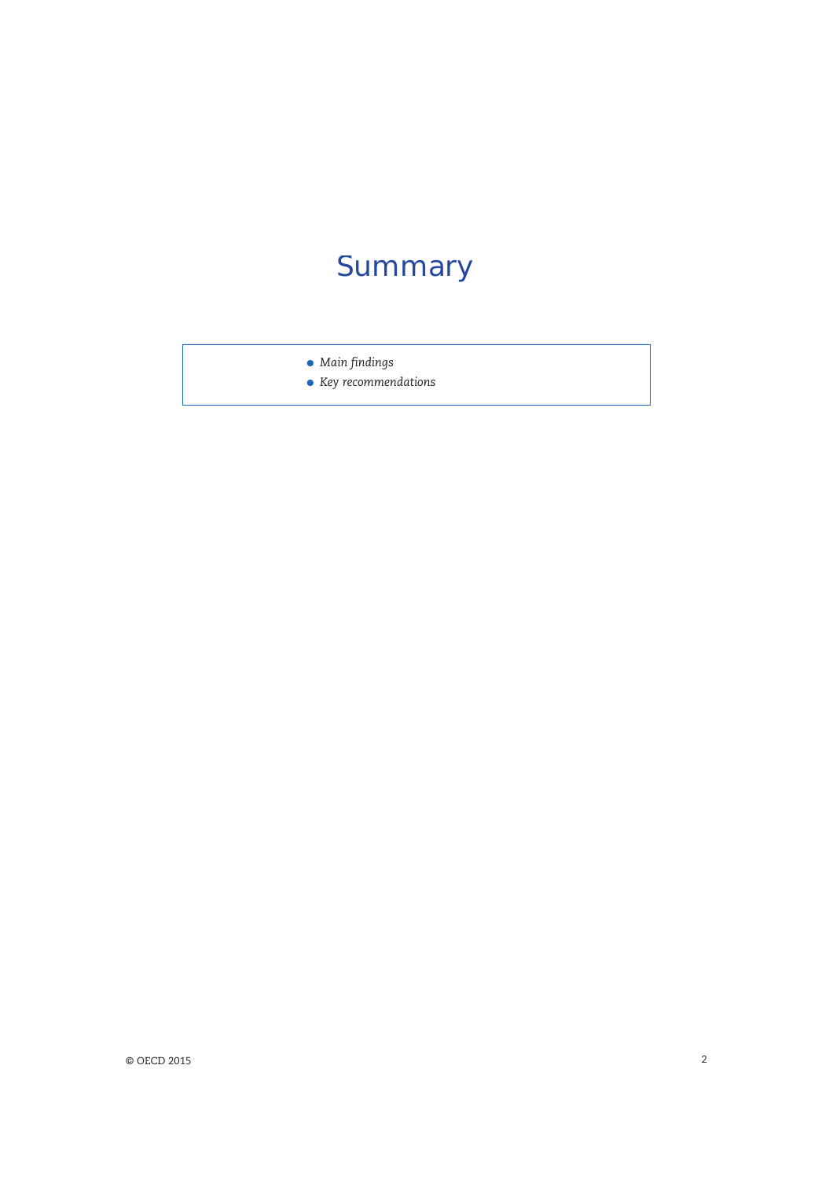# Summary

- *Main findings*
- *Key recommendations*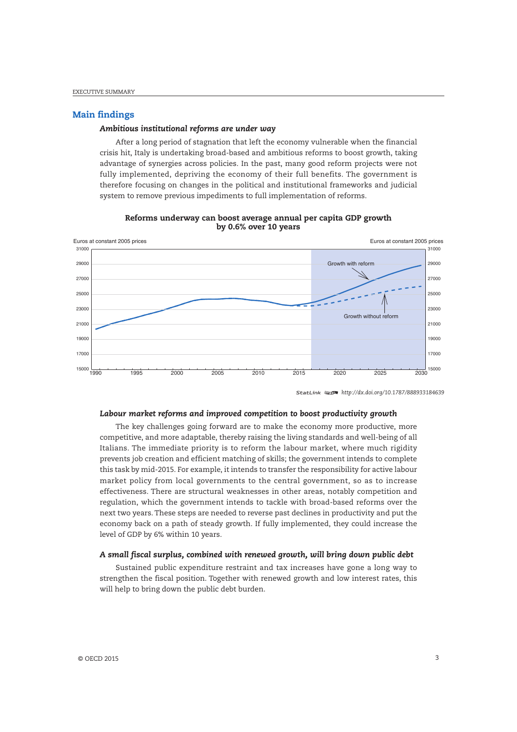## Main findings

### *Ambitious institutional reforms are under way*

After a long period of stagnation that left the economy vulnerable when the financial crisis hit, Italy is undertaking broad-based and ambitious reforms to boost growth, taking advantage of synergies across policies. In the past, many good reform projects were not fully implemented, depriving the economy of their full benefits. The government is therefore focusing on changes in the political and institutional frameworks and judicial system to remove previous impediments to full implementation of reforms.

**Reforms underway can boost average annual per capita GDP growth by 0.6% over 10 years**

StatLink http://dx.doi.org/10.1787/888933184639

### *Labour market reforms and improved competition to boost productivity growth*

The key challenges going forward are to make the economy more productive, more competitive, and more adaptable, thereby raising the living standards and well-being of all Italians. The immediate priority is to reform the labour market, where much rigidity prevents job creation and efficient matching of skills; the government intends to complete this task by mid-2015. For example, it intends to transfer the responsibility for active labour market policy from local governments to the central government, so as to increase effectiveness. There are structural weaknesses in other areas, notably competition and regulation, which the government intends to tackle with broad-based reforms over the next two years. These steps are needed to reverse past declines in productivity and put the economy back on a path of steady growth. If fully implemented, they could increase the level of GDP by 6% within 10 years.

### *A small fiscal surplus, combined with renewed growth, will bring down public debt*

Sustained public expenditure restraint and tax increases have gone a long way to strengthen the fiscal position. Together with renewed growth and low interest rates, this will help to bring down the public debt burden.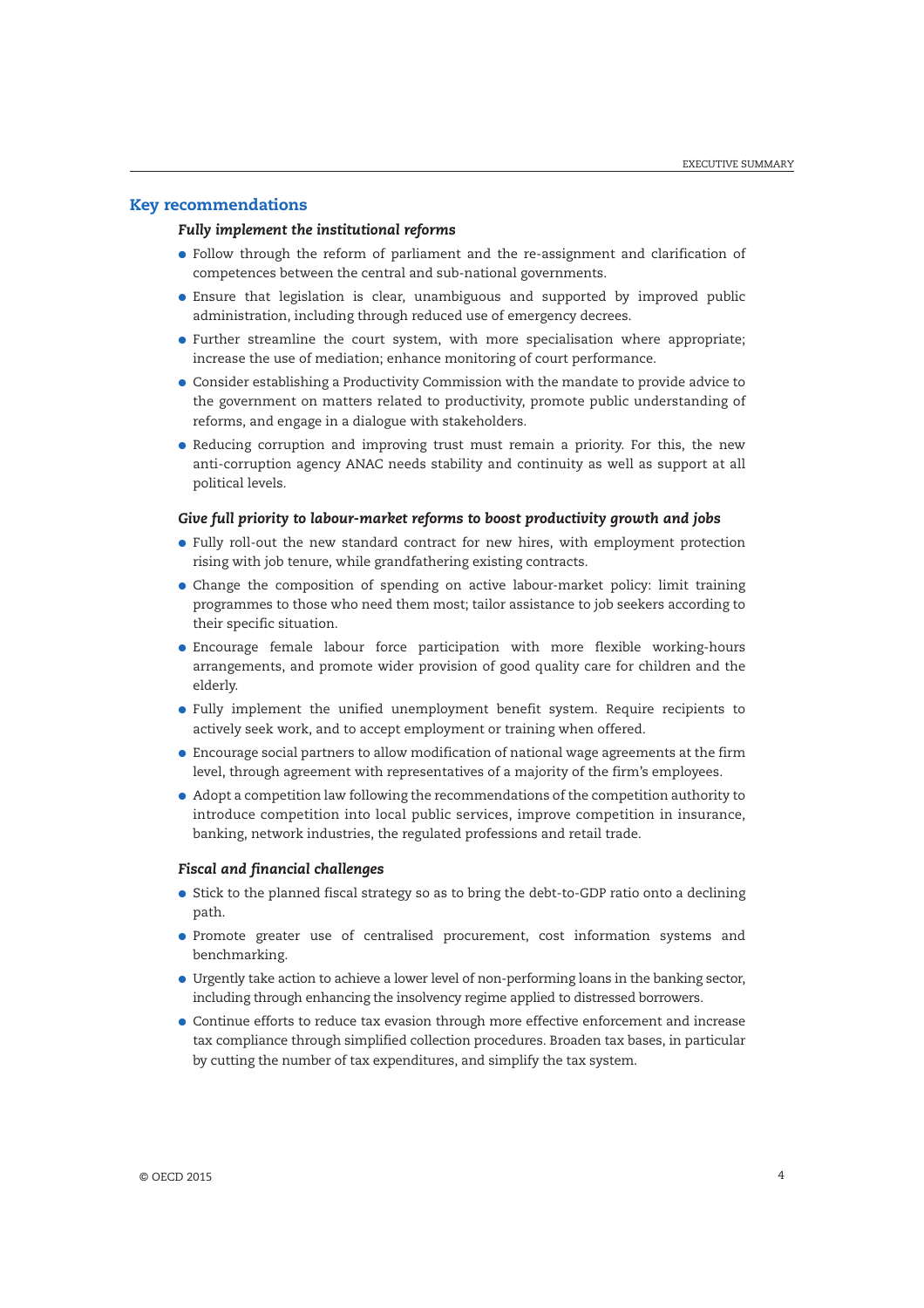## Key recommendations

### *Fully implement the institutional reforms*

- Follow through the reform of parliament and the re-assignment and clarification of competences between the central and sub-national governments.
- Ensure that legislation is clear, unambiguous and supported by improved public administration, including through reduced use of emergency decrees.
- Further streamline the court system, with more specialisation where appropriate; increase the use of mediation; enhance monitoring of court performance.
- Consider establishing a Productivity Commission with the mandate to provide advice to the government on matters related to productivity, promote public understanding of reforms, and engage in a dialogue with stakeholders.
- Reducing corruption and improving trust must remain a priority. For this, the new anti-corruption agency ANAC needs stability and continuity as well as support at all political levels.

### *Give full priority to labour-market reforms to boost productivity growth and jobs*

- Fully roll-out the new standard contract for new hires, with employment protection rising with job tenure, while grandfathering existing contracts.
- Change the composition of spending on active labour-market policy: limit training programmes to those who need them most; tailor assistance to job seekers according to their specific situation.
- Encourage female labour force participation with more flexible working-hours arrangements, and promote wider provision of good quality care for children and the elderly.
- Fully implement the unified unemployment benefit system. Require recipients to actively seek work, and to accept employment or training when offered.
- Encourage social partners to allow modification of national wage agreements at the firm level, through agreement with representatives of a majority of the firm's employees.
- Adopt a competition law following the recommendations of the competition authority to introduce competition into local public services, improve competition in insurance, banking, network industries, the regulated professions and retail trade.

### *Fiscal and financial challenges*

- Stick to the planned fiscal strategy so as to bring the debt-to-GDP ratio onto a declining path.
- Promote greater use of centralised procurement, cost information systems and benchmarking.
- Urgently take action to achieve a lower level of non-performing loans in the banking sector, including through enhancing the insolvency regime applied to distressed borrowers.
- Continue efforts to reduce tax evasion through more effective enforcement and increase tax compliance through simplified collection procedures. Broaden tax bases, in particular by cutting the number of tax expenditures, and simplify the tax system.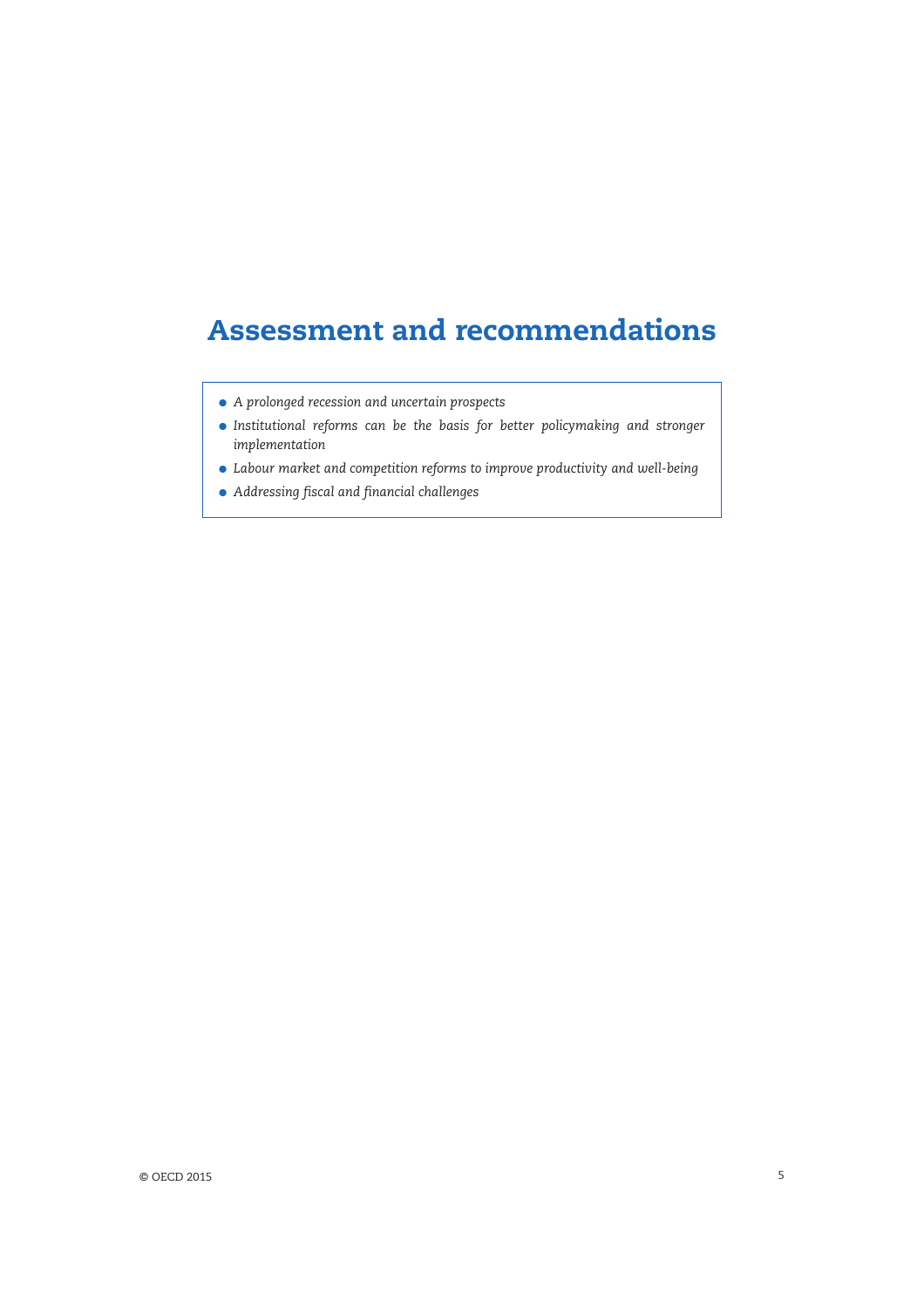# Assessment and recommendations

- *A prolonged recession and uncertain prospects*
- *Institutional reforms can be the basis for better policymaking and stronger implementation*
- *Labour market and competition reforms to improve productivity and well-being*
- *Addressing fiscal and financial challenges*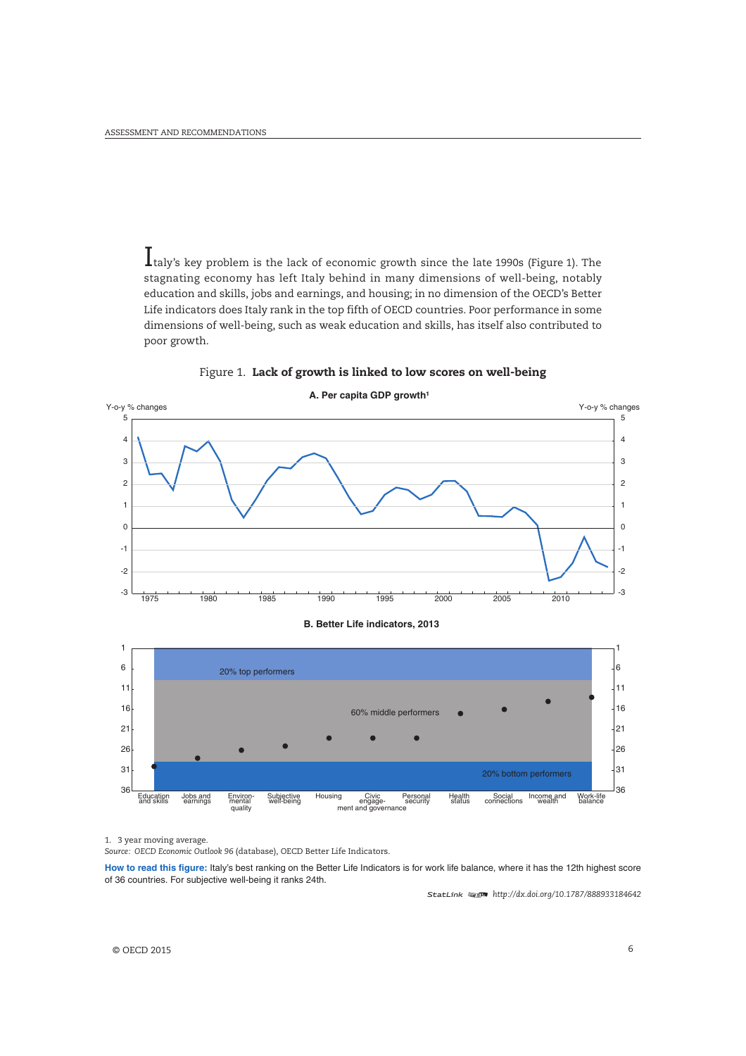Italy's key problem is the lack of economic growth since the late 1990s (Figure 1). The stagnating economy has left Italy behind in many dimensions of well-being, notably education and skills, jobs and earnings, and housing; in no dimension of the OECD's Better Life indicators does Italy rank in the top fifth of OECD countries. Poor performance in some dimensions of well-being, such as weak education and skills, has itself also contributed to poor growth.

Figure 1. **Lack of growth is linked to low scores on well-being**

**A. Per capita GDP growth**[1]

**B. Better Life indicators, 2013**

1. 3 year moving average.

*Source: OECD Economic Outlook 96* (database), OECD Better Life Indicators.

**How to read this figure:** Italy's best ranking on the Better Life Indicators is for work life balance, where it has the 12th highest score of 36 countries. For subjective well-being it ranks 24th.

StatLink http://dx.doi.org/10.1787/888933184642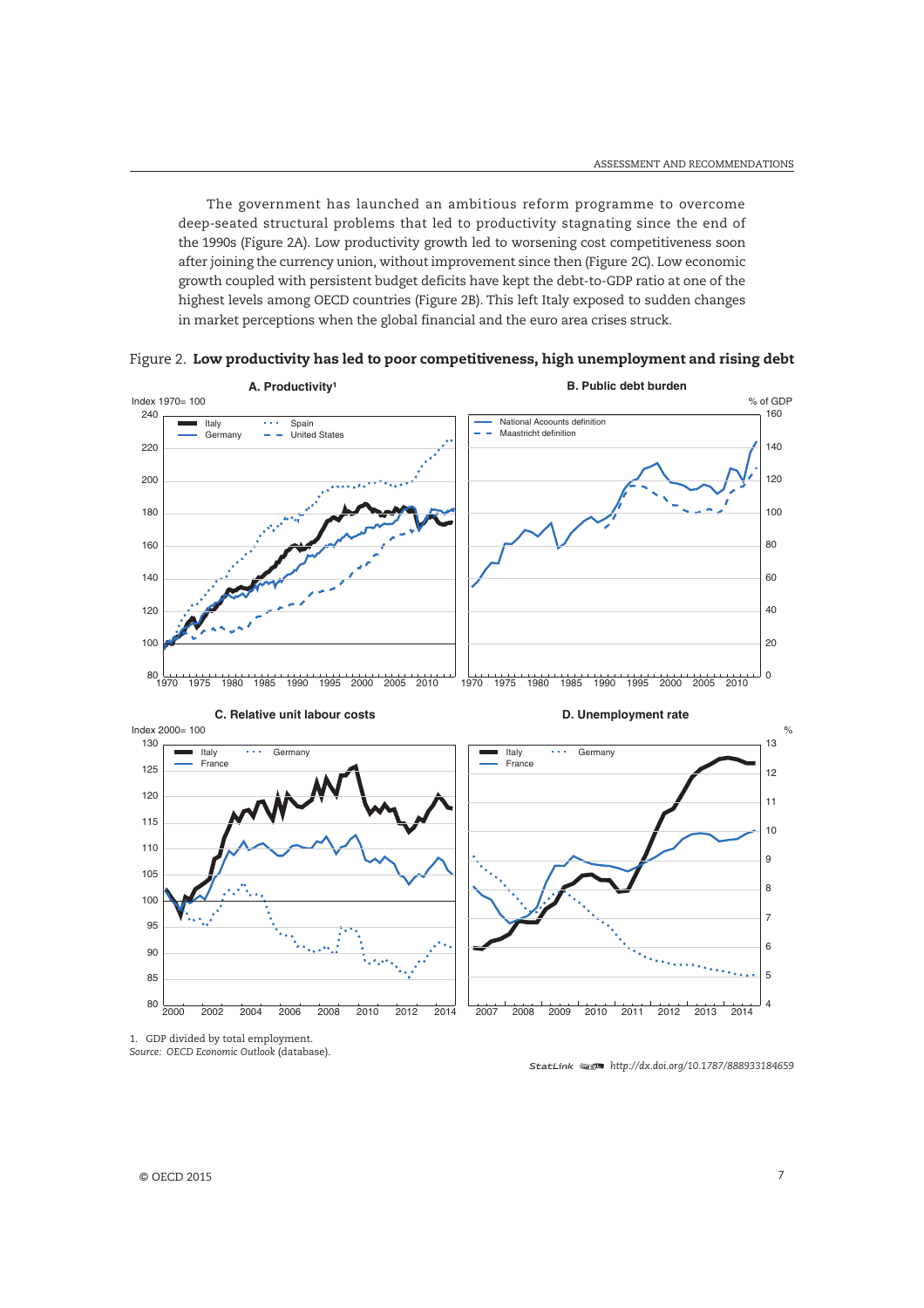The government has launched an ambitious reform programme to overcome deep-seated structural problems that led to productivity stagnating since the end of the 1990s (Figure 2A). Low productivity growth led to worsening cost competitiveness soon after joining the currency union, without improvement since then (Figure 2C). Low economic growth coupled with persistent budget deficits have kept the debt-to-GDP ratio at one of the highest levels among OECD countries (Figure 2B). This left Italy exposed to sudden changes in market perceptions when the global financial and the euro area crises struck.

Figure 2. **Low productivity has led to poor competitiveness, high unemployment and rising debt**

1. GDP divided by total employment.

*Source:* OECD *Economic Outlook* (database).

StatLink http://dx.doi.org/10.1787/888933184659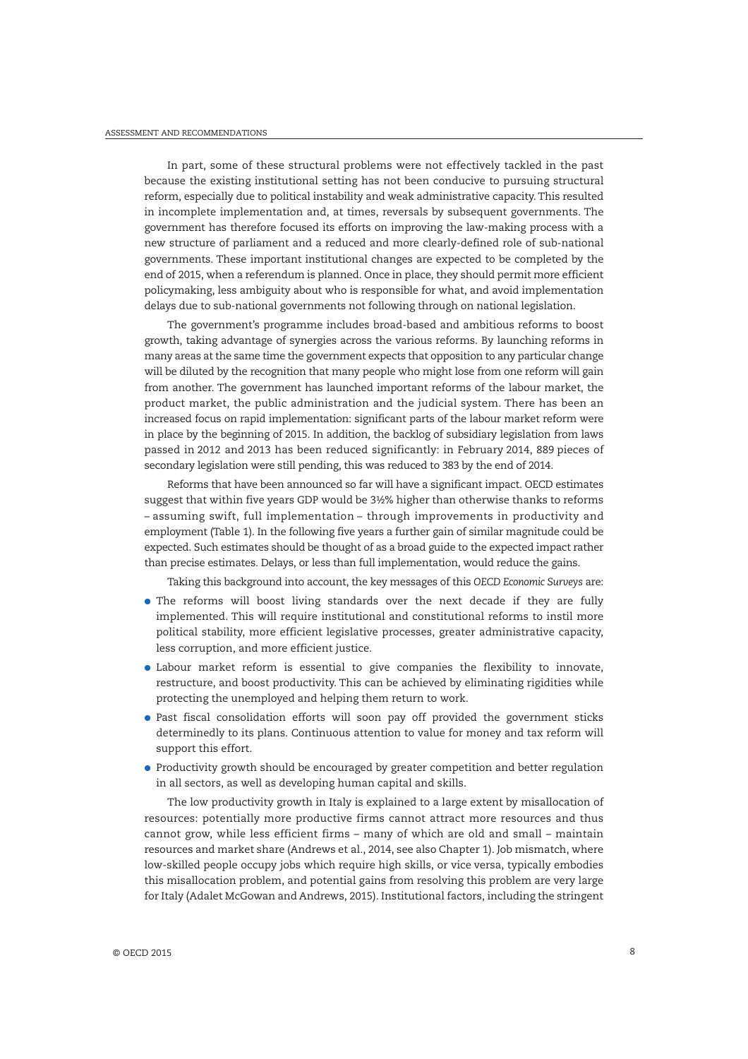In part, some of these structural problems were not effectively tackled in the past because the existing institutional setting has not been conducive to pursuing structural reform, especially due to political instability and weak administrative capacity. This resulted in incomplete implementation and, at times, reversals by subsequent governments. The government has therefore focused its efforts on improving the law-making process with a new structure of parliament and a reduced and more clearly-defined role of sub-national governments. These important institutional changes are expected to be completed by the end of 2015, when a referendum is planned. Once in place, they should permit more efficient policymaking, less ambiguity about who is responsible for what, and avoid implementation delays due to sub-national governments not following through on national legislation.

The government's programme includes broad-based and ambitious reforms to boost growth, taking advantage of synergies across the various reforms. By launching reforms in many areas at the same time the government expects that opposition to any particular change will be diluted by the recognition that many people who might lose from one reform will gain from another. The government has launched important reforms of the labour market, the product market, the public administration and the judicial system. There has been an increased focus on rapid implementation: significant parts of the labour market reform were in place by the beginning of 2015. In addition, the backlog of subsidiary legislation from laws passed in 2012 and 2013 has been reduced significantly: in February 2014, 889 pieces of secondary legislation were still pending, this was reduced to 383 by the end of 2014.

Reforms that have been announced so far will have a significant impact. OECD estimates suggest that within five years GDP would be 3½% higher than otherwise thanks to reforms – assuming swift, full implementation – through improvements in productivity and employment (Table 1). In the following five years a further gain of similar magnitude could be expected. Such estimates should be thought of as a broad guide to the expected impact rather than precise estimates. Delays, or less than full implementation, would reduce the gains.

Taking this background into account, the key messages of this *OECD Economic Surveys* are:

- The reforms will boost living standards over the next decade if they are fully implemented. This will require institutional and constitutional reforms to instil more political stability, more efficient legislative processes, greater administrative capacity, less corruption, and more efficient justice.
- Labour market reform is essential to give companies the flexibility to innovate, restructure, and boost productivity. This can be achieved by eliminating rigidities while protecting the unemployed and helping them return to work.
- Past fiscal consolidation efforts will soon pay off provided the government sticks determinedly to its plans. Continuous attention to value for money and tax reform will support this effort.
- Productivity growth should be encouraged by greater competition and better regulation in all sectors, as well as developing human capital and skills.

The low productivity growth in Italy is explained to a large extent by misallocation of resources: potentially more productive firms cannot attract more resources and thus cannot grow, while less efficient firms – many of which are old and small – maintain resources and market share (Andrews et al., 2014, see also Chapter 1). Job mismatch, where low-skilled people occupy jobs which require high skills, or vice versa, typically embodies this misallocation problem, and potential gains from resolving this problem are very large for Italy (Adalet McGowan and Andrews, 2015). Institutional factors, including the stringent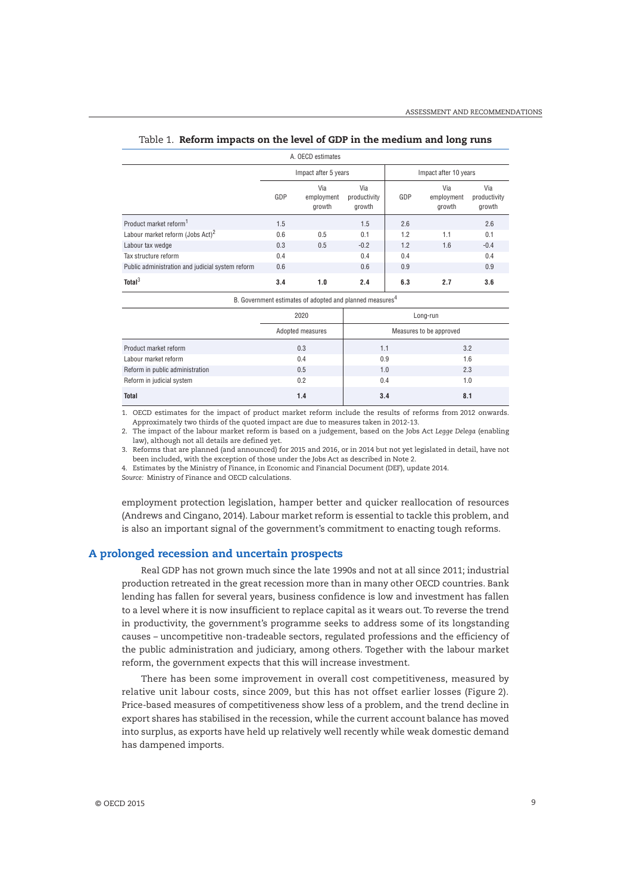Table 1. **Reform impacts on the level of GDP in the medium and long runs**

A. OECD estimates

| | Impact after 5 years | | | Impact after 10 years | | |
|---|---|---|---|---|---|---|
| | GDP | Via employment growth | Via productivity growth | GDP | Via employment growth | Via productivity growth |
| Product market reform[1] | 1.5 | | 1.5 | 2.6 | | 2.6 |
| Labour market reform (Jobs Act)[2] | 0.6 | 0.5 | 0.1 | 1.2 | 1.1 | 0.1 |
| Labour tax wedge | 0.3 | 0.5 | -0.2 | 1.2 | 1.6 | -0.4 |
| Tax structure reform | 0.4 | | 0.4 | 0.4 | | 0.4 |
| Public administration and judicial system reform | 0.6 | | 0.6 | 0.9 | | 0.9 |
| **Total**[3] | **3.4** | **1.0** | **2.4** | **6.3** | **2.7** | **3.6** |

B. Government estimates of adopted and planned measures[4]

| | 2020 | Long-run | |
|---|---|---|---|
| | Adopted measures | Measures to be approved | |
| Product market reform | 0.3 | 1.1 | 3.2 |
| Labour market reform | 0.4 | 0.9 | 1.6 |
| Reform in public administration | 0.5 | 1.0 | 2.3 |
| Reform in judicial system | 0.2 | 0.4 | 1.0 |
| **Total** | **1.4** | **3.4** | **8.1** |

1. OECD estimates for the impact of product market reform include the results of reforms from 2012 onwards. Approximately two thirds of the quoted impact are due to measures taken in 2012-13.
2. The impact of the labour market reform is based on a judgement, based on the Jobs Act *Legge Delega* (enabling law), although not all details are defined yet.
3. Reforms that are planned (and announced) for 2015 and 2016, or in 2014 but not yet legislated in detail, have not been included, with the exception of those under the Jobs Act as described in Note 2.
4. Estimates by the Ministry of Finance, in Economic and Financial Document (DEF), update 2014.

*Source:* Ministry of Finance and OECD calculations.

employment protection legislation, hamper better and quicker reallocation of resources (Andrews and Cingano, 2014). Labour market reform is essential to tackle this problem, and is also an important signal of the government's commitment to enacting tough reforms.

## A prolonged recession and uncertain prospects

Real GDP has not grown much since the late 1990s and not at all since 2011; industrial production retreated in the great recession more than in many other OECD countries. Bank lending has fallen for several years, business confidence is low and investment has fallen to a level where it is now insufficient to replace capital as it wears out. To reverse the trend in productivity, the government's programme seeks to address some of its longstanding causes – uncompetitive non-tradeable sectors, regulated professions and the efficiency of the public administration and judiciary, among others. Together with the labour market reform, the government expects that this will increase investment.

There has been some improvement in overall cost competitiveness, measured by relative unit labour costs, since 2009, but this has not offset earlier losses (Figure 2). Price-based measures of competitiveness show less of a problem, and the trend decline in export shares has stabilised in the recession, while the current account balance has moved into surplus, as exports have held up relatively well recently while weak domestic demand has dampened imports.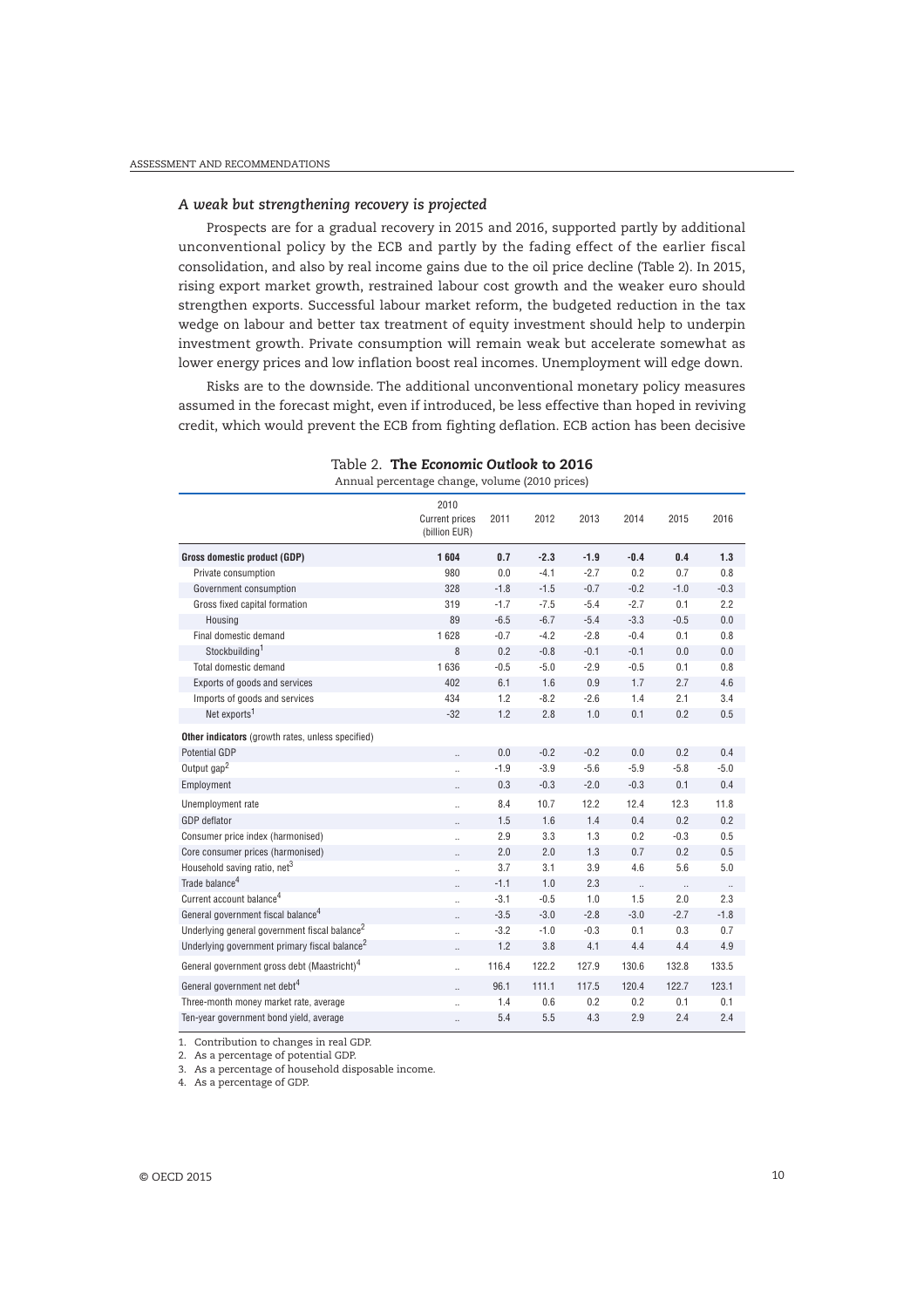### *A weak but strengthening recovery is projected*

Prospects are for a gradual recovery in 2015 and 2016, supported partly by additional unconventional policy by the ECB and partly by the fading effect of the earlier fiscal consolidation, and also by real income gains due to the oil price decline (Table 2). In 2015, rising export market growth, restrained labour cost growth and the weaker euro should strengthen exports. Successful labour market reform, the budgeted reduction in the tax wedge on labour and better tax treatment of equity investment should help to underpin investment growth. Private consumption will remain weak but accelerate somewhat as lower energy prices and low inflation boost real incomes. Unemployment will edge down.

Risks are to the downside. The additional unconventional monetary policy measures assumed in the forecast might, even if introduced, be less effective than hoped in reviving credit, which would prevent the ECB from fighting deflation. ECB action has been decisive

Table 2. **The *Economic Outlook* to 2016**

Annual percentage change, volume (2010 prices)

| | 2010 Current prices (billion EUR) | 2011 | 2012 | 2013 | 2014 | 2015 | 2016 |
|---|---|---|---|---|---|---|---|
| **Gross domestic product (GDP)** | **1 604** | **0.7** | **-2.3** | **-1.9** | **-0.4** | **0.4** | **1.3** |
| Private consumption | 980 | 0.0 | -4.1 | -2.7 | 0.2 | 0.7 | 0.8 |
| Government consumption | 328 | -1.8 | -1.5 | -0.7 | -0.2 | -1.0 | -0.3 |
| Gross fixed capital formation | 319 | -1.7 | -7.5 | -5.4 | -2.7 | 0.1 | 2.2 |
| Housing | 89 | -6.5 | -6.7 | -5.4 | -3.3 | -0.5 | 0.0 |
| Final domestic demand | 1 628 | -0.7 | -4.2 | -2.8 | -0.4 | 0.1 | 0.8 |
| Stockbuilding[1] | 8 | 0.2 | -0.8 | -0.1 | -0.1 | 0.0 | 0.0 |
| Total domestic demand | 1 636 | -0.5 | -5.0 | -2.9 | -0.5 | 0.1 | 0.8 |
| Exports of goods and services | 402 | 6.1 | 1.6 | 0.9 | 1.7 | 2.7 | 4.6 |
| Imports of goods and services | 434 | 1.2 | -8.2 | -2.6 | 1.4 | 2.1 | 3.4 |
| Net exports[1] | -32 | 1.2 | 2.8 | 1.0 | 0.1 | 0.2 | 0.5 |
| **Other indicators** (growth rates, unless specified) | | | | | | | |
| Potential GDP | .. | 0.0 | -0.2 | -0.2 | 0.0 | 0.2 | 0.4 |
| Output gap[2] | .. | -1.9 | -3.9 | -5.6 | -5.9 | -5.8 | -5.0 |
| Employment | .. | 0.3 | -0.3 | -2.0 | -0.3 | 0.1 | 0.4 |
| Unemployment rate | .. | 8.4 | 10.7 | 12.2 | 12.4 | 12.3 | 11.8 |
| GDP deflator | .. | 1.5 | 1.6 | 1.4 | 0.4 | 0.2 | 0.2 |
| Consumer price index (harmonised) | .. | 2.9 | 3.3 | 1.3 | 0.2 | -0.3 | 0.5 |
| Core consumer prices (harmonised) | .. | 2.0 | 2.0 | 1.3 | 0.7 | 0.2 | 0.5 |
| Household saving ratio, net[3] | .. | 3.7 | 3.1 | 3.9 | 4.6 | 5.6 | 5.0 |
| Trade balance[4] | .. | -1.1 | 1.0 | 2.3 | .. | .. | .. |
| Current account balance[4] | .. | -3.1 | -0.5 | 1.0 | 1.5 | 2.0 | 2.3 |
| General government fiscal balance[4] | .. | -3.5 | -3.0 | -2.8 | -3.0 | -2.7 | -1.8 |
| Underlying general government fiscal balance[2] | .. | -3.2 | -1.0 | -0.3 | 0.1 | 0.3 | 0.7 |
| Underlying government primary fiscal balance[2] | .. | 1.2 | 3.8 | 4.1 | 4.4 | 4.4 | 4.9 |
| General government gross debt (Maastricht)[4] | .. | 116.4 | 122.2 | 127.9 | 130.6 | 132.8 | 133.5 |
| General government net debt[4] | .. | 96.1 | 111.1 | 117.5 | 120.4 | 122.7 | 123.1 |
| Three-month money market rate, average | .. | 1.4 | 0.6 | 0.2 | 0.2 | 0.1 | 0.1 |
| Ten-year government bond yield, average | .. | 5.4 | 5.5 | 4.3 | 2.9 | 2.4 | 2.4 |

1. Contribution to changes in real GDP.
2. As a percentage of potential GDP.
3. As a percentage of household disposable income.
4. As a percentage of GDP.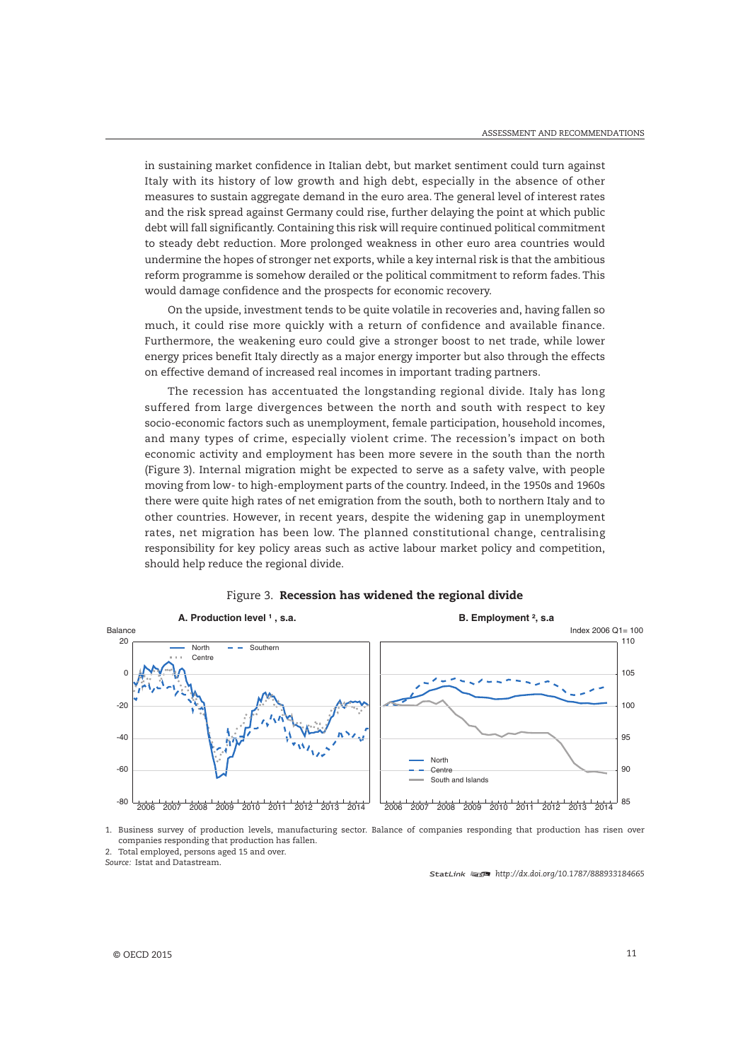in sustaining market confidence in Italian debt, but market sentiment could turn against Italy with its history of low growth and high debt, especially in the absence of other measures to sustain aggregate demand in the euro area. The general level of interest rates and the risk spread against Germany could rise, further delaying the point at which public debt will fall significantly. Containing this risk will require continued political commitment to steady debt reduction. More prolonged weakness in other euro area countries would undermine the hopes of stronger net exports, while a key internal risk is that the ambitious reform programme is somehow derailed or the political commitment to reform fades. This would damage confidence and the prospects for economic recovery.

On the upside, investment tends to be quite volatile in recoveries and, having fallen so much, it could rise more quickly with a return of confidence and available finance. Furthermore, the weakening euro could give a stronger boost to net trade, while lower energy prices benefit Italy directly as a major energy importer but also through the effects on effective demand of increased real incomes in important trading partners.

The recession has accentuated the longstanding regional divide. Italy has long suffered from large divergences between the north and south with respect to key socio-economic factors such as unemployment, female participation, household incomes, and many types of crime, especially violent crime. The recession's impact on both economic activity and employment has been more severe in the south than the north (Figure 3). Internal migration might be expected to serve as a safety valve, with people moving from low- to high-employment parts of the country. Indeed, in the 1950s and 1960s there were quite high rates of net emigration from the south, both to northern Italy and to other countries. However, in recent years, despite the widening gap in unemployment rates, net migration has been low. The planned constitutional change, centralising responsibility for key policy areas such as active labour market policy and competition, should help reduce the regional divide.

Figure 3. **Recession has widened the regional divide**

**A. Production level [1], s.a.** — **B. Employment [2], s.a**

1. Business survey of production levels, manufacturing sector. Balance of companies responding that production has risen over companies responding that production has fallen.
2. Total employed, persons aged 15 and over.

*Source:* Istat and Datastream.

StatLink http://dx.doi.org/10.1787/888933184665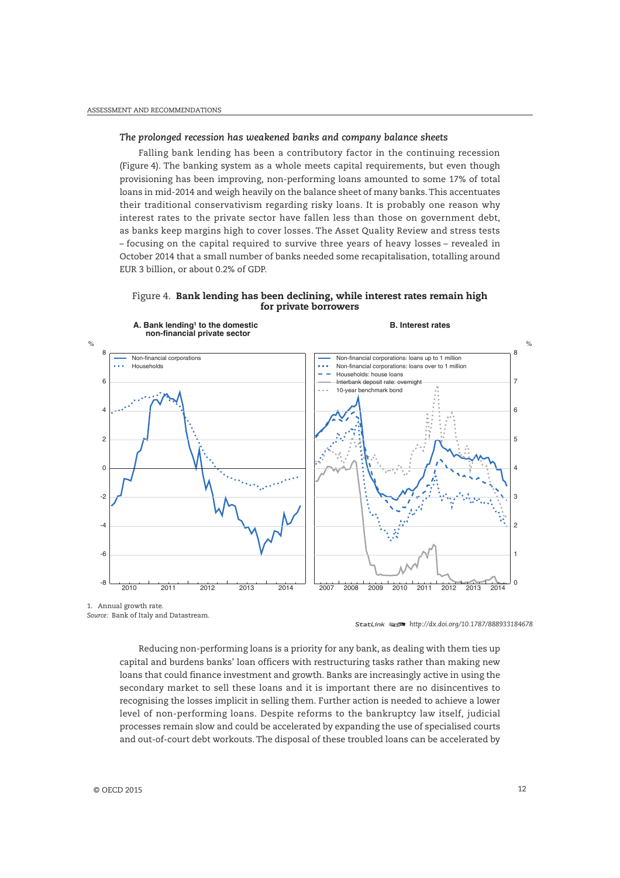### *The prolonged recession has weakened banks and company balance sheets*

Falling bank lending has been a contributory factor in the continuing recession (Figure 4). The banking system as a whole meets capital requirements, but even though provisioning has been improving, non-performing loans amounted to some 17% of total loans in mid-2014 and weigh heavily on the balance sheet of many banks. This accentuates their traditional conservativism regarding risky loans. It is probably one reason why interest rates to the private sector have fallen less than those on government debt, as banks keep margins high to cover losses. The Asset Quality Review and stress tests – focusing on the capital required to survive three years of heavy losses – revealed in October 2014 that a small number of banks needed some recapitalisation, totalling around EUR 3 billion, or about 0.2% of GDP.

Figure 4. **Bank lending has been declining, while interest rates remain high for private borrowers**

1. Annual growth rate.

*Source:* Bank of Italy and Datastream.

StatLink http://dx.doi.org/10.1787/888933184678

Reducing non-performing loans is a priority for any bank, as dealing with them ties up capital and burdens banks' loan officers with restructuring tasks rather than making new loans that could finance investment and growth. Banks are increasingly active in using the secondary market to sell these loans and it is important there are no disincentives to recognising the losses implicit in selling them. Further action is needed to achieve a lower level of non-performing loans. Despite reforms to the bankruptcy law itself, judicial processes remain slow and could be accelerated by expanding the use of specialised courts and out-of-court debt workouts. The disposal of these troubled loans can be accelerated by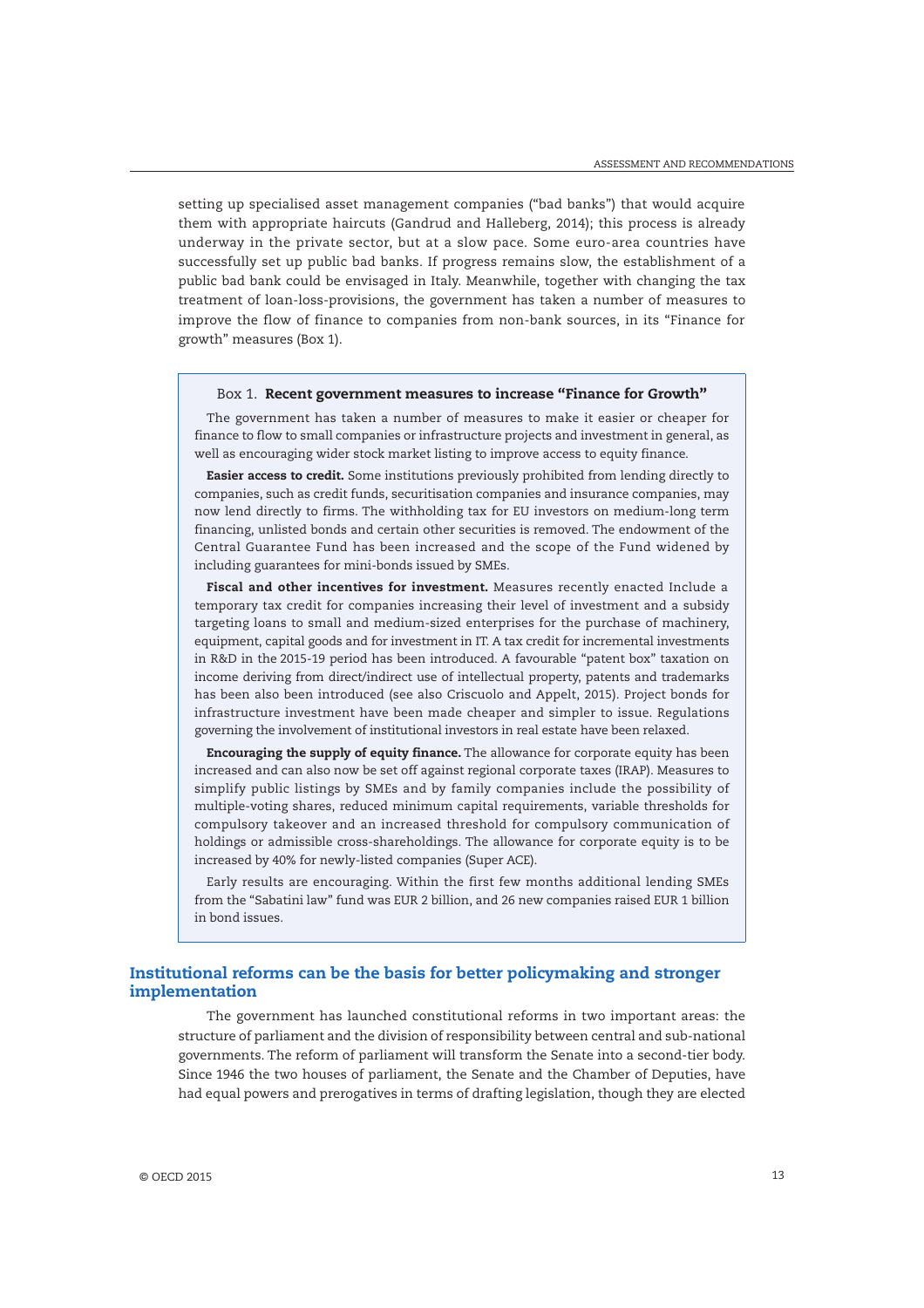setting up specialised asset management companies ("bad banks") that would acquire them with appropriate haircuts (Gandrud and Halleberg, 2014); this process is already underway in the private sector, but at a slow pace. Some euro-area countries have successfully set up public bad banks. If progress remains slow, the establishment of a public bad bank could be envisaged in Italy. Meanwhile, together with changing the tax treatment of loan-loss-provisions, the government has taken a number of measures to improve the flow of finance to companies from non-bank sources, in its "Finance for growth" measures (Box 1).

### Box 1. Recent government measures to increase "Finance for Growth"

The government has taken a number of measures to make it easier or cheaper for finance to flow to small companies or infrastructure projects and investment in general, as well as encouraging wider stock market listing to improve access to equity finance.

**Easier access to credit.** Some institutions previously prohibited from lending directly to companies, such as credit funds, securitisation companies and insurance companies, may now lend directly to firms. The withholding tax for EU investors on medium-long term financing, unlisted bonds and certain other securities is removed. The endowment of the Central Guarantee Fund has been increased and the scope of the Fund widened by including guarantees for mini-bonds issued by SMEs.

**Fiscal and other incentives for investment.** Measures recently enacted Include a temporary tax credit for companies increasing their level of investment and a subsidy targeting loans to small and medium-sized enterprises for the purchase of machinery, equipment, capital goods and for investment in IT. A tax credit for incremental investments in R&D in the 2015-19 period has been introduced. A favourable "patent box" taxation on income deriving from direct/indirect use of intellectual property, patents and trademarks has been also been introduced (see also Criscuolo and Appelt, 2015). Project bonds for infrastructure investment have been made cheaper and simpler to issue. Regulations governing the involvement of institutional investors in real estate have been relaxed.

**Encouraging the supply of equity finance.** The allowance for corporate equity has been increased and can also now be set off against regional corporate taxes (IRAP). Measures to simplify public listings by SMEs and by family companies include the possibility of multiple-voting shares, reduced minimum capital requirements, variable thresholds for compulsory takeover and an increased threshold for compulsory communication of holdings or admissible cross-shareholdings. The allowance for corporate equity is to be increased by 40% for newly-listed companies (Super ACE).

Early results are encouraging. Within the first few months additional lending SMEs from the "Sabatini law" fund was EUR 2 billion, and 26 new companies raised EUR 1 billion in bond issues.

## Institutional reforms can be the basis for better policymaking and stronger implementation

The government has launched constitutional reforms in two important areas: the structure of parliament and the division of responsibility between central and sub-national governments. The reform of parliament will transform the Senate into a second-tier body. Since 1946 the two houses of parliament, the Senate and the Chamber of Deputies, have had equal powers and prerogatives in terms of drafting legislation, though they are elected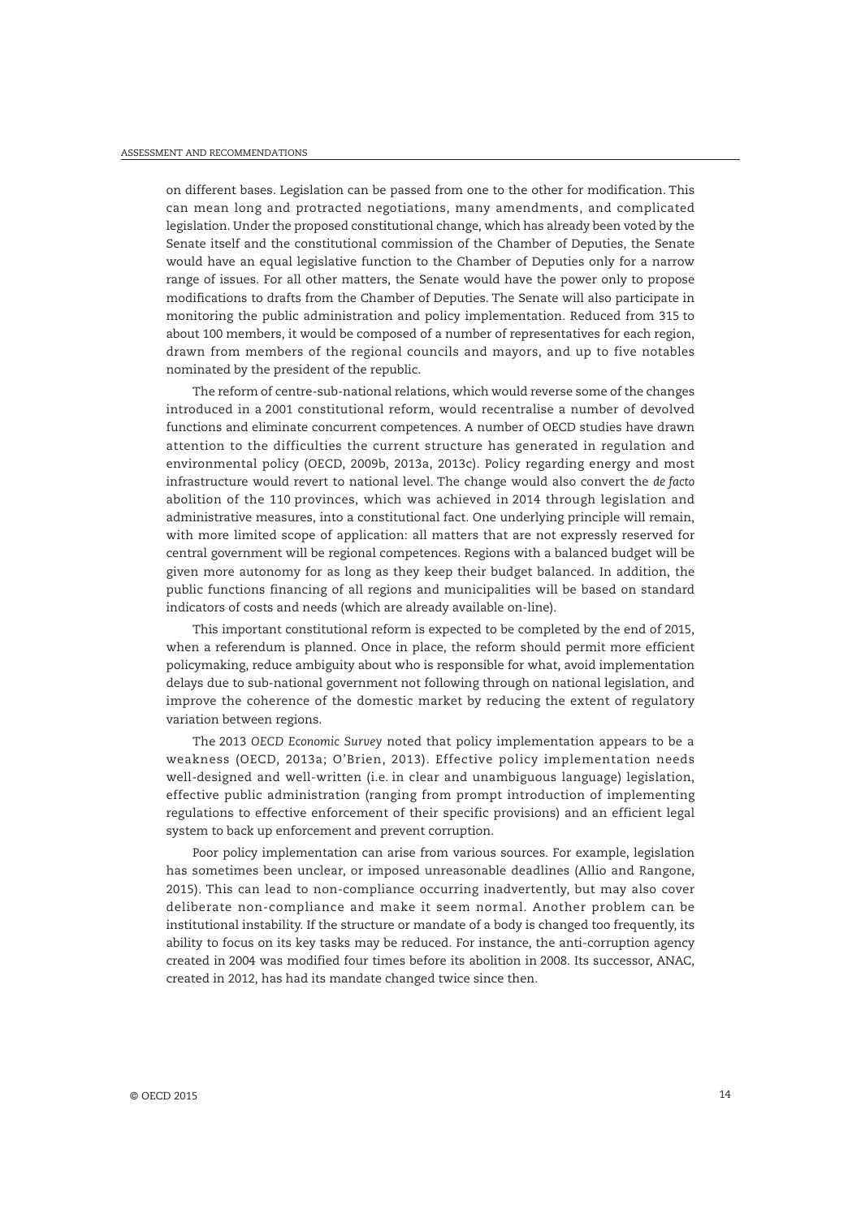on different bases. Legislation can be passed from one to the other for modification. This can mean long and protracted negotiations, many amendments, and complicated legislation. Under the proposed constitutional change, which has already been voted by the Senate itself and the constitutional commission of the Chamber of Deputies, the Senate would have an equal legislative function to the Chamber of Deputies only for a narrow range of issues. For all other matters, the Senate would have the power only to propose modifications to drafts from the Chamber of Deputies. The Senate will also participate in monitoring the public administration and policy implementation. Reduced from 315 to about 100 members, it would be composed of a number of representatives for each region, drawn from members of the regional councils and mayors, and up to five notables nominated by the president of the republic.

The reform of centre-sub-national relations, which would reverse some of the changes introduced in a 2001 constitutional reform, would recentralise a number of devolved functions and eliminate concurrent competences. A number of OECD studies have drawn attention to the difficulties the current structure has generated in regulation and environmental policy (OECD, 2009b, 2013a, 2013c). Policy regarding energy and most infrastructure would revert to national level. The change would also convert the *de facto* abolition of the 110 provinces, which was achieved in 2014 through legislation and administrative measures, into a constitutional fact. One underlying principle will remain, with more limited scope of application: all matters that are not expressly reserved for central government will be regional competences. Regions with a balanced budget will be given more autonomy for as long as they keep their budget balanced. In addition, the public functions financing of all regions and municipalities will be based on standard indicators of costs and needs (which are already available on-line).

This important constitutional reform is expected to be completed by the end of 2015, when a referendum is planned. Once in place, the reform should permit more efficient policymaking, reduce ambiguity about who is responsible for what, avoid implementation delays due to sub-national government not following through on national legislation, and improve the coherence of the domestic market by reducing the extent of regulatory variation between regions.

The 2013 *OECD Economic Survey* noted that policy implementation appears to be a weakness (OECD, 2013a; O'Brien, 2013). Effective policy implementation needs well-designed and well-written (i.e. in clear and unambiguous language) legislation, effective public administration (ranging from prompt introduction of implementing regulations to effective enforcement of their specific provisions) and an efficient legal system to back up enforcement and prevent corruption.

Poor policy implementation can arise from various sources. For example, legislation has sometimes been unclear, or imposed unreasonable deadlines (Allio and Rangone, 2015). This can lead to non-compliance occurring inadvertently, but may also cover deliberate non-compliance and make it seem normal. Another problem can be institutional instability. If the structure or mandate of a body is changed too frequently, its ability to focus on its key tasks may be reduced. For instance, the anti-corruption agency created in 2004 was modified four times before its abolition in 2008. Its successor, ANAC, created in 2012, has had its mandate changed twice since then.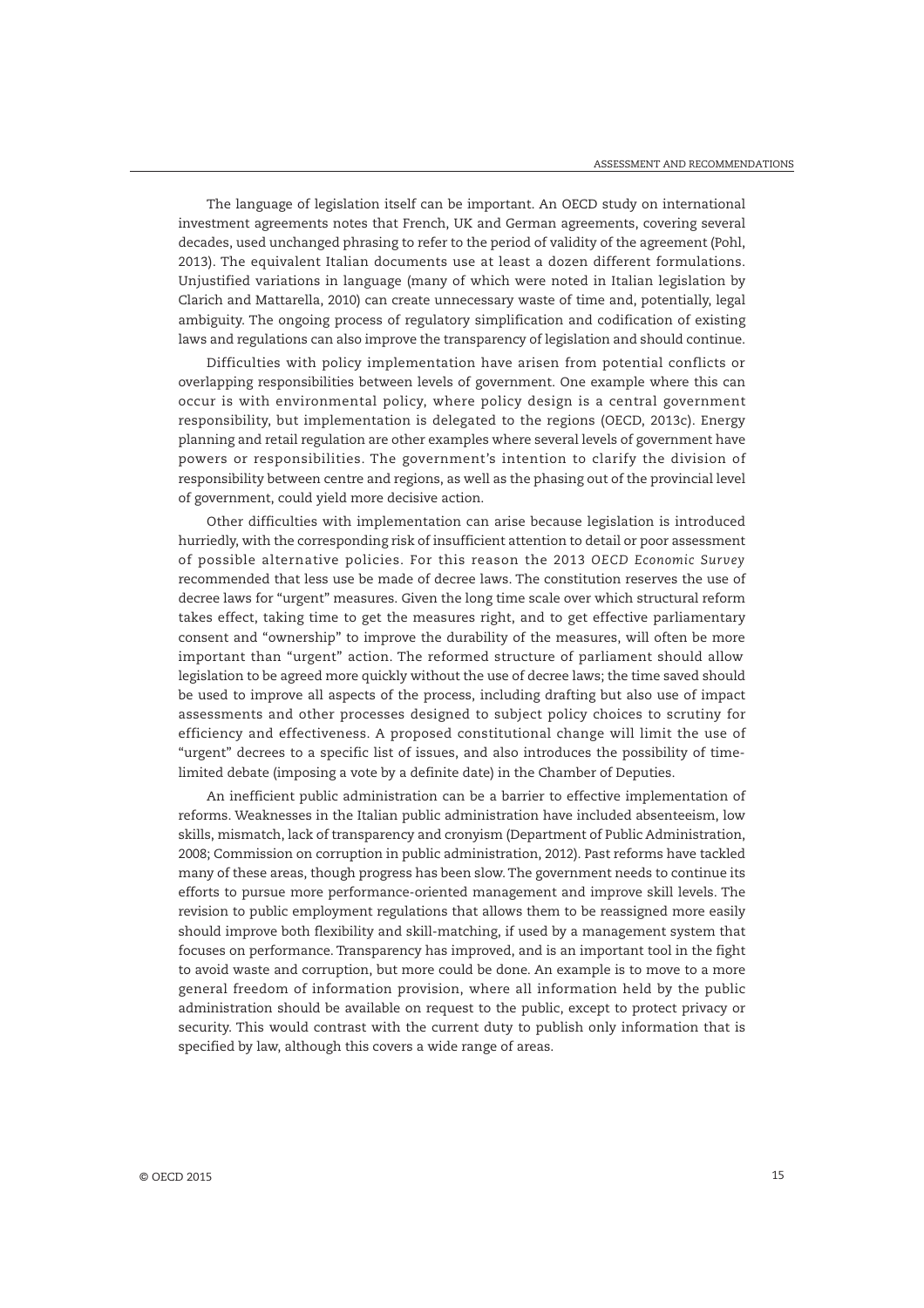The language of legislation itself can be important. An OECD study on international investment agreements notes that French, UK and German agreements, covering several decades, used unchanged phrasing to refer to the period of validity of the agreement (Pohl, 2013). The equivalent Italian documents use at least a dozen different formulations. Unjustified variations in language (many of which were noted in Italian legislation by Clarich and Mattarella, 2010) can create unnecessary waste of time and, potentially, legal ambiguity. The ongoing process of regulatory simplification and codification of existing laws and regulations can also improve the transparency of legislation and should continue.

Difficulties with policy implementation have arisen from potential conflicts or overlapping responsibilities between levels of government. One example where this can occur is with environmental policy, where policy design is a central government responsibility, but implementation is delegated to the regions (OECD, 2013c). Energy planning and retail regulation are other examples where several levels of government have powers or responsibilities. The government's intention to clarify the division of responsibility between centre and regions, as well as the phasing out of the provincial level of government, could yield more decisive action.

Other difficulties with implementation can arise because legislation is introduced hurriedly, with the corresponding risk of insufficient attention to detail or poor assessment of possible alternative policies. For this reason the 2013 *OECD Economic Survey* recommended that less use be made of decree laws. The constitution reserves the use of decree laws for "urgent" measures. Given the long time scale over which structural reform takes effect, taking time to get the measures right, and to get effective parliamentary consent and "ownership" to improve the durability of the measures, will often be more important than "urgent" action. The reformed structure of parliament should allow legislation to be agreed more quickly without the use of decree laws; the time saved should be used to improve all aspects of the process, including drafting but also use of impact assessments and other processes designed to subject policy choices to scrutiny for efficiency and effectiveness. A proposed constitutional change will limit the use of "urgent" decrees to a specific list of issues, and also introduces the possibility of time-limited debate (imposing a vote by a definite date) in the Chamber of Deputies.

An inefficient public administration can be a barrier to effective implementation of reforms. Weaknesses in the Italian public administration have included absenteeism, low skills, mismatch, lack of transparency and cronyism (Department of Public Administration, 2008; Commission on corruption in public administration, 2012). Past reforms have tackled many of these areas, though progress has been slow. The government needs to continue its efforts to pursue more performance-oriented management and improve skill levels. The revision to public employment regulations that allows them to be reassigned more easily should improve both flexibility and skill-matching, if used by a management system that focuses on performance. Transparency has improved, and is an important tool in the fight to avoid waste and corruption, but more could be done. An example is to move to a more general freedom of information provision, where all information held by the public administration should be available on request to the public, except to protect privacy or security. This would contrast with the current duty to publish only information that is specified by law, although this covers a wide range of areas.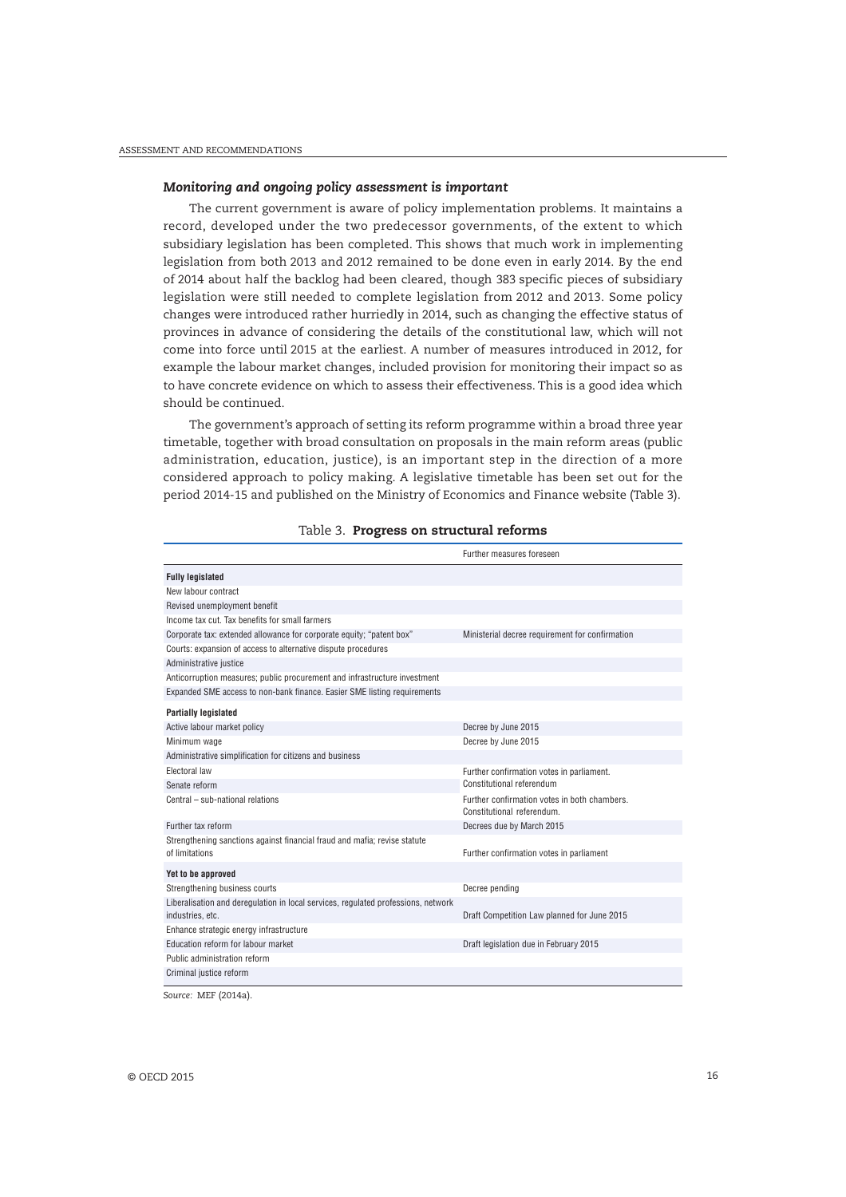### *Monitoring and ongoing policy assessment is important*

The current government is aware of policy implementation problems. It maintains a record, developed under the two predecessor governments, of the extent to which subsidiary legislation has been completed. This shows that much work in implementing legislation from both 2013 and 2012 remained to be done even in early 2014. By the end of 2014 about half the backlog had been cleared, though 383 specific pieces of subsidiary legislation were still needed to complete legislation from 2012 and 2013. Some policy changes were introduced rather hurriedly in 2014, such as changing the effective status of provinces in advance of considering the details of the constitutional law, which will not come into force until 2015 at the earliest. A number of measures introduced in 2012, for example the labour market changes, included provision for monitoring their impact so as to have concrete evidence on which to assess their effectiveness. This is a good idea which should be continued.

The government's approach of setting its reform programme within a broad three year timetable, together with broad consultation on proposals in the main reform areas (public administration, education, justice), is an important step in the direction of a more considered approach to policy making. A legislative timetable has been set out for the period 2014-15 and published on the Ministry of Economics and Finance website (Table 3).

Table 3. **Progress on structural reforms**

| | Further measures foreseen |
|---|---|
| **Fully legislated** | |
| New labour contract | |
| Revised unemployment benefit | |
| Income tax cut. Tax benefits for small farmers | |
| Corporate tax: extended allowance for corporate equity; "patent box" | Ministerial decree requirement for confirmation |
| Courts: expansion of access to alternative dispute procedures | |
| Administrative justice | |
| Anticorruption measures; public procurement and infrastructure investment | |
| Expanded SME access to non-bank finance. Easier SME listing requirements | |
| **Partially legislated** | |
| Active labour market policy | Decree by June 2015 |
| Minimum wage | Decree by June 2015 |
| Administrative simplification for citizens and business | |
| Electoral law | Further confirmation votes in parliament. |
| Senate reform | Constitutional referendum |
| Central – sub-national relations | Further confirmation votes in both chambers. Constitutional referendum. |
| Further tax reform | Decrees due by March 2015 |
| Strengthening sanctions against financial fraud and mafia; revise statute of limitations | Further confirmation votes in parliament |
| **Yet to be approved** | |
| Strengthening business courts | Decree pending |
| Liberalisation and deregulation in local services, regulated professions, network industries, etc. | Draft Competition Law planned for June 2015 |
| Enhance strategic energy infrastructure | |
| Education reform for labour market | Draft legislation due in February 2015 |
| Public administration reform | |
| Criminal justice reform | |

*Source:* MEF (2014a).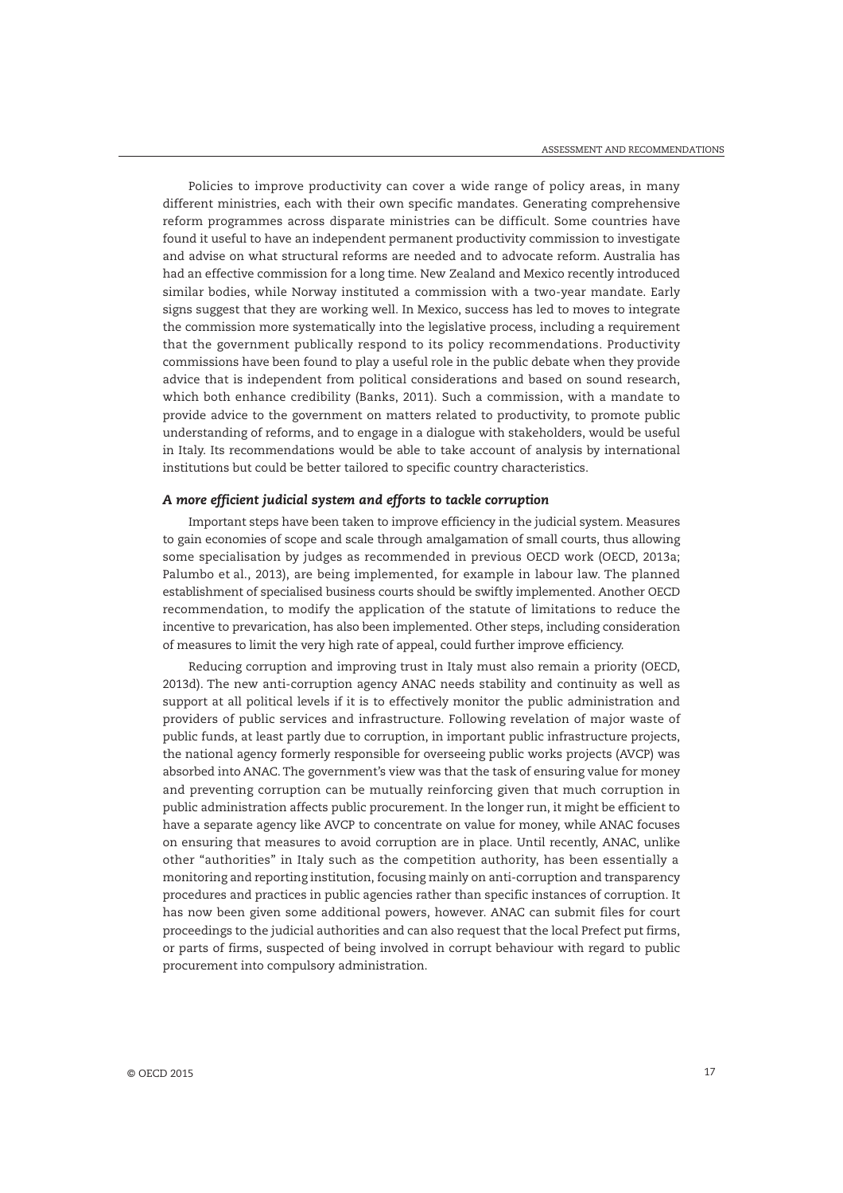Policies to improve productivity can cover a wide range of policy areas, in many different ministries, each with their own specific mandates. Generating comprehensive reform programmes across disparate ministries can be difficult. Some countries have found it useful to have an independent permanent productivity commission to investigate and advise on what structural reforms are needed and to advocate reform. Australia has had an effective commission for a long time. New Zealand and Mexico recently introduced similar bodies, while Norway instituted a commission with a two-year mandate. Early signs suggest that they are working well. In Mexico, success has led to moves to integrate the commission more systematically into the legislative process, including a requirement that the government publically respond to its policy recommendations. Productivity commissions have been found to play a useful role in the public debate when they provide advice that is independent from political considerations and based on sound research, which both enhance credibility (Banks, 2011). Such a commission, with a mandate to provide advice to the government on matters related to productivity, to promote public understanding of reforms, and to engage in a dialogue with stakeholders, would be useful in Italy. Its recommendations would be able to take account of analysis by international institutions but could be better tailored to specific country characteristics.

### *A more efficient judicial system and efforts to tackle corruption*

Important steps have been taken to improve efficiency in the judicial system. Measures to gain economies of scope and scale through amalgamation of small courts, thus allowing some specialisation by judges as recommended in previous OECD work (OECD, 2013a; Palumbo et al., 2013), are being implemented, for example in labour law. The planned establishment of specialised business courts should be swiftly implemented. Another OECD recommendation, to modify the application of the statute of limitations to reduce the incentive to prevarication, has also been implemented. Other steps, including consideration of measures to limit the very high rate of appeal, could further improve efficiency.

Reducing corruption and improving trust in Italy must also remain a priority (OECD, 2013d). The new anti-corruption agency ANAC needs stability and continuity as well as support at all political levels if it is to effectively monitor the public administration and providers of public services and infrastructure. Following revelation of major waste of public funds, at least partly due to corruption, in important public infrastructure projects, the national agency formerly responsible for overseeing public works projects (AVCP) was absorbed into ANAC. The government's view was that the task of ensuring value for money and preventing corruption can be mutually reinforcing given that much corruption in public administration affects public procurement. In the longer run, it might be efficient to have a separate agency like AVCP to concentrate on value for money, while ANAC focuses on ensuring that measures to avoid corruption are in place. Until recently, ANAC, unlike other "authorities" in Italy such as the competition authority, has been essentially a monitoring and reporting institution, focusing mainly on anti-corruption and transparency procedures and practices in public agencies rather than specific instances of corruption. It has now been given some additional powers, however. ANAC can submit files for court proceedings to the judicial authorities and can also request that the local Prefect put firms, or parts of firms, suspected of being involved in corrupt behaviour with regard to public procurement into compulsory administration.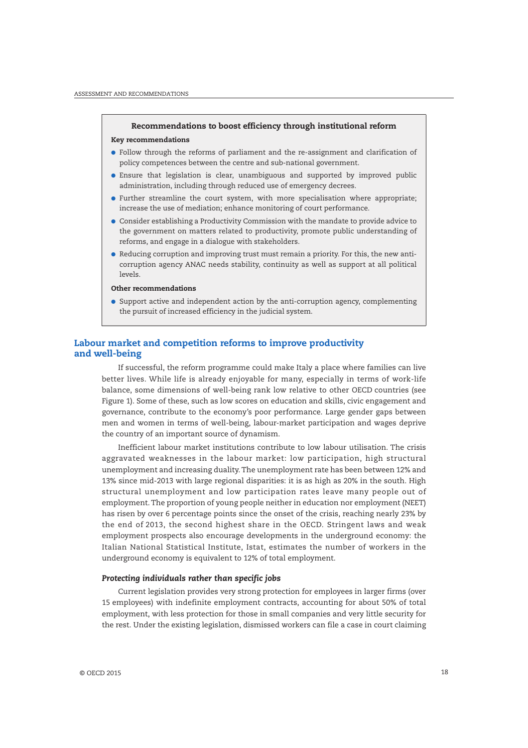### Recommendations to boost efficiency through institutional reform

**Key recommendations**

- Follow through the reforms of parliament and the re-assignment and clarification of policy competences between the centre and sub-national government.
- Ensure that legislation is clear, unambiguous and supported by improved public administration, including through reduced use of emergency decrees.
- Further streamline the court system, with more specialisation where appropriate; increase the use of mediation; enhance monitoring of court performance.
- Consider establishing a Productivity Commission with the mandate to provide advice to the government on matters related to productivity, promote public understanding of reforms, and engage in a dialogue with stakeholders.
- Reducing corruption and improving trust must remain a priority. For this, the new anti-corruption agency ANAC needs stability, continuity as well as support at all political levels.

**Other recommendations**

- Support active and independent action by the anti-corruption agency, complementing the pursuit of increased efficiency in the judicial system.

## Labour market and competition reforms to improve productivity and well-being

If successful, the reform programme could make Italy a place where families can live better lives. While life is already enjoyable for many, especially in terms of work-life balance, some dimensions of well-being rank low relative to other OECD countries (see Figure 1). Some of these, such as low scores on education and skills, civic engagement and governance, contribute to the economy's poor performance. Large gender gaps between men and women in terms of well-being, labour-market participation and wages deprive the country of an important source of dynamism.

Inefficient labour market institutions contribute to low labour utilisation. The crisis aggravated weaknesses in the labour market: low participation, high structural unemployment and increasing duality. The unemployment rate has been between 12% and 13% since mid-2013 with large regional disparities: it is as high as 20% in the south. High structural unemployment and low participation rates leave many people out of employment. The proportion of young people neither in education nor employment (NEET) has risen by over 6 percentage points since the onset of the crisis, reaching nearly 23% by the end of 2013, the second highest share in the OECD. Stringent laws and weak employment prospects also encourage developments in the underground economy: the Italian National Statistical Institute, Istat, estimates the number of workers in the underground economy is equivalent to 12% of total employment.

### *Protecting individuals rather than specific jobs*

Current legislation provides very strong protection for employees in larger firms (over 15 employees) with indefinite employment contracts, accounting for about 50% of total employment, with less protection for those in small companies and very little security for the rest. Under the existing legislation, dismissed workers can file a case in court claiming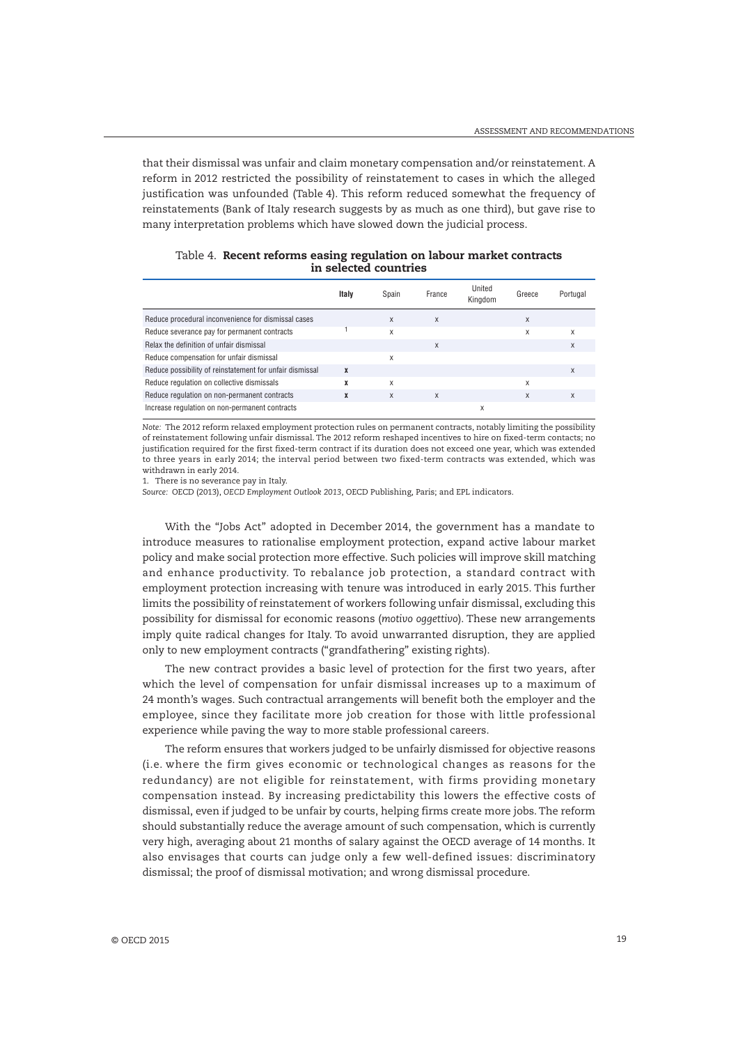that their dismissal was unfair and claim monetary compensation and/or reinstatement. A reform in 2012 restricted the possibility of reinstatement to cases in which the alleged justification was unfounded (Table 4). This reform reduced somewhat the frequency of reinstatements (Bank of Italy research suggests by as much as one third), but gave rise to many interpretation problems which have slowed down the judicial process.

Table 4. **Recent reforms easing regulation on labour market contracts in selected countries**

| | **Italy** | Spain | France | United Kingdom | Greece | Portugal |
|---|---|---|---|---|---|---|
| Reduce procedural inconvenience for dismissal cases | | x | x | | x | |
| Reduce severance pay for permanent contracts | [1] | x | | | x | x |
| Relax the definition of unfair dismissal | | | x | | | x |
| Reduce compensation for unfair dismissal | | x | | | | |
| Reduce possibility of reinstatement for unfair dismissal | **x** | | | | | x |
| Reduce regulation on collective dismissals | **x** | x | | | x | |
| Reduce regulation on non-permanent contracts | **x** | x | x | | x | x |
| Increase regulation on non-permanent contracts | | | | x | | |

*Note:* The 2012 reform relaxed employment protection rules on permanent contracts, notably limiting the possibility of reinstatement following unfair dismissal. The 2012 reform reshaped incentives to hire on fixed-term contacts; no justification required for the first fixed-term contract if its duration does not exceed one year, which was extended to three years in early 2014; the interval period between two fixed-term contracts was extended, which was withdrawn in early 2014.

1. There is no severance pay in Italy.

*Source:* OECD (2013), *OECD Employment Outlook 2013*, OECD Publishing, Paris; and EPL indicators.

With the "Jobs Act" adopted in December 2014, the government has a mandate to introduce measures to rationalise employment protection, expand active labour market policy and make social protection more effective. Such policies will improve skill matching and enhance productivity. To rebalance job protection, a standard contract with employment protection increasing with tenure was introduced in early 2015. This further limits the possibility of reinstatement of workers following unfair dismissal, excluding this possibility for dismissal for economic reasons (*motivo oggettivo*). These new arrangements imply quite radical changes for Italy. To avoid unwarranted disruption, they are applied only to new employment contracts ("grandfathering" existing rights).

The new contract provides a basic level of protection for the first two years, after which the level of compensation for unfair dismissal increases up to a maximum of 24 month's wages. Such contractual arrangements will benefit both the employer and the employee, since they facilitate more job creation for those with little professional experience while paving the way to more stable professional careers.

The reform ensures that workers judged to be unfairly dismissed for objective reasons (i.e. where the firm gives economic or technological changes as reasons for the redundancy) are not eligible for reinstatement, with firms providing monetary compensation instead. By increasing predictability this lowers the effective costs of dismissal, even if judged to be unfair by courts, helping firms create more jobs. The reform should substantially reduce the average amount of such compensation, which is currently very high, averaging about 21 months of salary against the OECD average of 14 months. It also envisages that courts can judge only a few well-defined issues: discriminatory dismissal; the proof of dismissal motivation; and wrong dismissal procedure.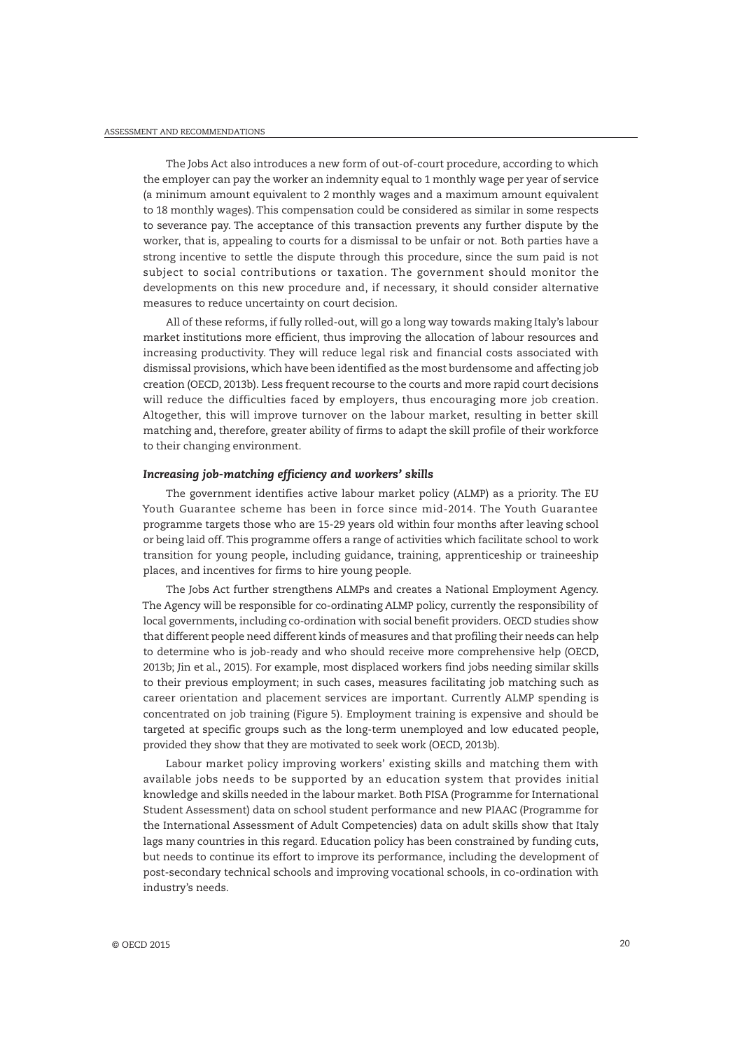The Jobs Act also introduces a new form of out-of-court procedure, according to which the employer can pay the worker an indemnity equal to 1 monthly wage per year of service (a minimum amount equivalent to 2 monthly wages and a maximum amount equivalent to 18 monthly wages). This compensation could be considered as similar in some respects to severance pay. The acceptance of this transaction prevents any further dispute by the worker, that is, appealing to courts for a dismissal to be unfair or not. Both parties have a strong incentive to settle the dispute through this procedure, since the sum paid is not subject to social contributions or taxation. The government should monitor the developments on this new procedure and, if necessary, it should consider alternative measures to reduce uncertainty on court decision.

All of these reforms, if fully rolled-out, will go a long way towards making Italy's labour market institutions more efficient, thus improving the allocation of labour resources and increasing productivity. They will reduce legal risk and financial costs associated with dismissal provisions, which have been identified as the most burdensome and affecting job creation (OECD, 2013b). Less frequent recourse to the courts and more rapid court decisions will reduce the difficulties faced by employers, thus encouraging more job creation. Altogether, this will improve turnover on the labour market, resulting in better skill matching and, therefore, greater ability of firms to adapt the skill profile of their workforce to their changing environment.

#### *Increasing job-matching efficiency and workers' skills*

The government identifies active labour market policy (ALMP) as a priority. The EU Youth Guarantee scheme has been in force since mid-2014. The Youth Guarantee programme targets those who are 15-29 years old within four months after leaving school or being laid off. This programme offers a range of activities which facilitate school to work transition for young people, including guidance, training, apprenticeship or traineeship places, and incentives for firms to hire young people.

The Jobs Act further strengthens ALMPs and creates a National Employment Agency. The Agency will be responsible for co-ordinating ALMP policy, currently the responsibility of local governments, including co-ordination with social benefit providers. OECD studies show that different people need different kinds of measures and that profiling their needs can help to determine who is job-ready and who should receive more comprehensive help (OECD, 2013b; Jin et al., 2015). For example, most displaced workers find jobs needing similar skills to their previous employment; in such cases, measures facilitating job matching such as career orientation and placement services are important. Currently ALMP spending is concentrated on job training (Figure 5). Employment training is expensive and should be targeted at specific groups such as the long-term unemployed and low educated people, provided they show that they are motivated to seek work (OECD, 2013b).

Labour market policy improving workers' existing skills and matching them with available jobs needs to be supported by an education system that provides initial knowledge and skills needed in the labour market. Both PISA (Programme for International Student Assessment) data on school student performance and new PIAAC (Programme for the International Assessment of Adult Competencies) data on adult skills show that Italy lags many countries in this regard. Education policy has been constrained by funding cuts, but needs to continue its effort to improve its performance, including the development of post-secondary technical schools and improving vocational schools, in co-ordination with industry's needs.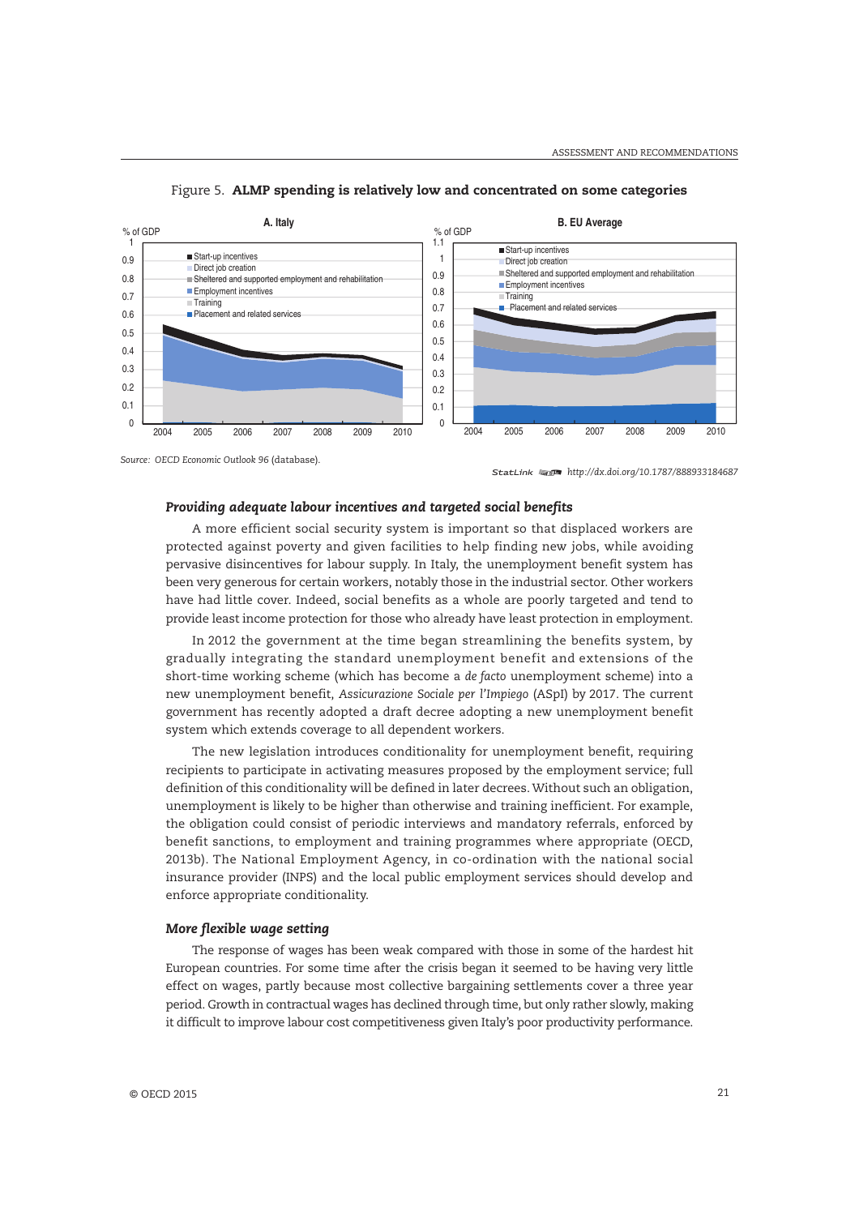Figure 5. **ALMP spending is relatively low and concentrated on some categories**

Source: OECD Economic Outlook 96 (database).

StatLink http://dx.doi.org/10.1787/888933184687

### *Providing adequate labour incentives and targeted social benefits*

A more efficient social security system is important so that displaced workers are protected against poverty and given facilities to help finding new jobs, while avoiding pervasive disincentives for labour supply. In Italy, the unemployment benefit system has been very generous for certain workers, notably those in the industrial sector. Other workers have had little cover. Indeed, social benefits as a whole are poorly targeted and tend to provide least income protection for those who already have least protection in employment.

In 2012 the government at the time began streamlining the benefits system, by gradually integrating the standard unemployment benefit and extensions of the short-time working scheme (which has become a *de facto* unemployment scheme) into a new unemployment benefit, *Assicurazione Sociale per l'Impiego* (ASpI) by 2017. The current government has recently adopted a draft decree adopting a new unemployment benefit system which extends coverage to all dependent workers.

The new legislation introduces conditionality for unemployment benefit, requiring recipients to participate in activating measures proposed by the employment service; full definition of this conditionality will be defined in later decrees. Without such an obligation, unemployment is likely to be higher than otherwise and training inefficient. For example, the obligation could consist of periodic interviews and mandatory referrals, enforced by benefit sanctions, to employment and training programmes where appropriate (OECD, 2013b). The National Employment Agency, in co-ordination with the national social insurance provider (INPS) and the local public employment services should develop and enforce appropriate conditionality.

### *More flexible wage setting*

The response of wages has been weak compared with those in some of the hardest hit European countries. For some time after the crisis began it seemed to be having very little effect on wages, partly because most collective bargaining settlements cover a three year period. Growth in contractual wages has declined through time, but only rather slowly, making it difficult to improve labour cost competitiveness given Italy's poor productivity performance.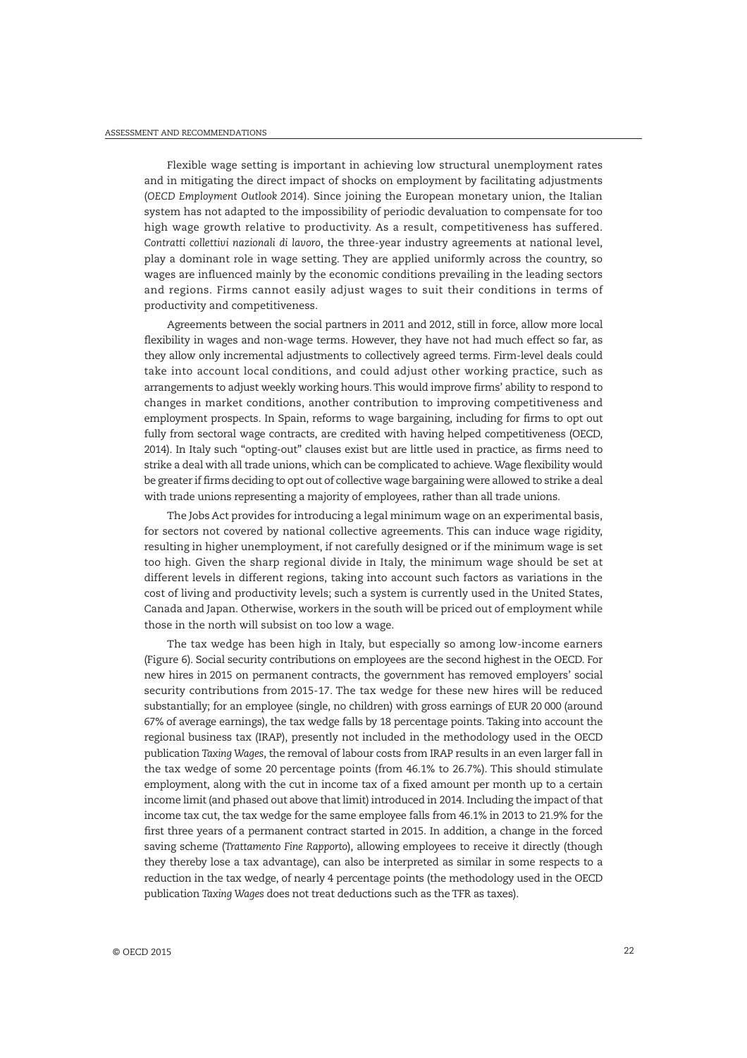Flexible wage setting is important in achieving low structural unemployment rates and in mitigating the direct impact of shocks on employment by facilitating adjustments (*OECD Employment Outlook 2014*). Since joining the European monetary union, the Italian system has not adapted to the impossibility of periodic devaluation to compensate for too high wage growth relative to productivity. As a result, competitiveness has suffered. *Contratti collettivi nazionali di lavoro*, the three-year industry agreements at national level, play a dominant role in wage setting. They are applied uniformly across the country, so wages are influenced mainly by the economic conditions prevailing in the leading sectors and regions. Firms cannot easily adjust wages to suit their conditions in terms of productivity and competitiveness.

Agreements between the social partners in 2011 and 2012, still in force, allow more local flexibility in wages and non-wage terms. However, they have not had much effect so far, as they allow only incremental adjustments to collectively agreed terms. Firm-level deals could take into account local conditions, and could adjust other working practice, such as arrangements to adjust weekly working hours. This would improve firms' ability to respond to changes in market conditions, another contribution to improving competitiveness and employment prospects. In Spain, reforms to wage bargaining, including for firms to opt out fully from sectoral wage contracts, are credited with having helped competitiveness (OECD, 2014). In Italy such "opting-out" clauses exist but are little used in practice, as firms need to strike a deal with all trade unions, which can be complicated to achieve. Wage flexibility would be greater if firms deciding to opt out of collective wage bargaining were allowed to strike a deal with trade unions representing a majority of employees, rather than all trade unions.

The Jobs Act provides for introducing a legal minimum wage on an experimental basis, for sectors not covered by national collective agreements. This can induce wage rigidity, resulting in higher unemployment, if not carefully designed or if the minimum wage is set too high. Given the sharp regional divide in Italy, the minimum wage should be set at different levels in different regions, taking into account such factors as variations in the cost of living and productivity levels; such a system is currently used in the United States, Canada and Japan. Otherwise, workers in the south will be priced out of employment while those in the north will subsist on too low a wage.

The tax wedge has been high in Italy, but especially so among low-income earners (Figure 6). Social security contributions on employees are the second highest in the OECD. For new hires in 2015 on permanent contracts, the government has removed employers' social security contributions from 2015-17. The tax wedge for these new hires will be reduced substantially; for an employee (single, no children) with gross earnings of EUR 20 000 (around 67% of average earnings), the tax wedge falls by 18 percentage points. Taking into account the regional business tax (IRAP), presently not included in the methodology used in the OECD publication *Taxing Wages*, the removal of labour costs from IRAP results in an even larger fall in the tax wedge of some 20 percentage points (from 46.1% to 26.7%). This should stimulate employment, along with the cut in income tax of a fixed amount per month up to a certain income limit (and phased out above that limit) introduced in 2014. Including the impact of that income tax cut, the tax wedge for the same employee falls from 46.1% in 2013 to 21.9% for the first three years of a permanent contract started in 2015. In addition, a change in the forced saving scheme (*Trattamento Fine Rapporto*), allowing employees to receive it directly (though they thereby lose a tax advantage), can also be interpreted as similar in some respects to a reduction in the tax wedge, of nearly 4 percentage points (the methodology used in the OECD publication *Taxing Wages* does not treat deductions such as the TFR as taxes).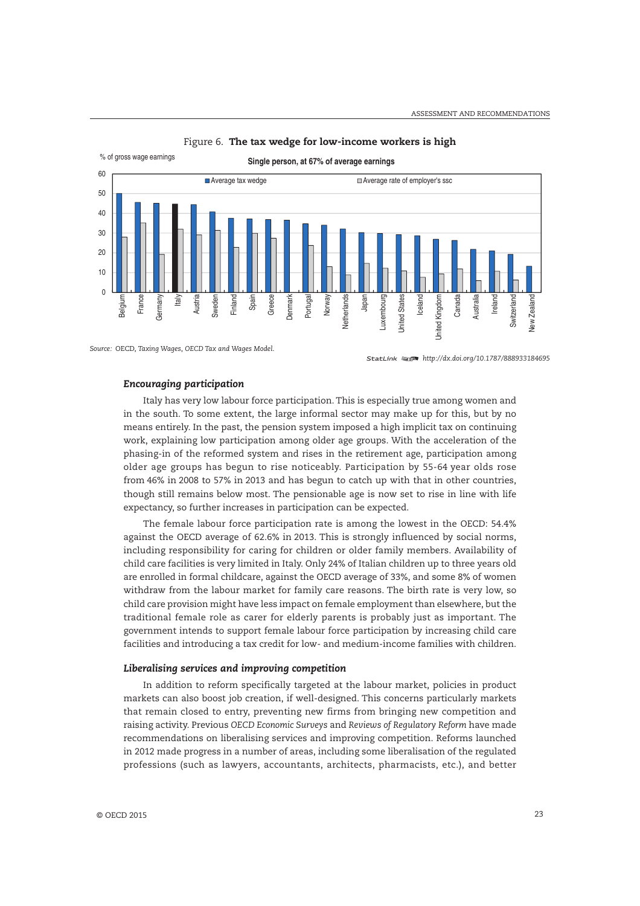Figure 6. **The tax wedge for low-income workers is high**

Single person, at 67% of average earnings

Source: OECD, *Taxing Wages*, *OECD Tax and Wages Model*.

StatLink http://dx.doi.org/10.1787/888933184695

### *Encouraging participation*

Italy has very low labour force participation. This is especially true among women and in the south. To some extent, the large informal sector may make up for this, but by no means entirely. In the past, the pension system imposed a high implicit tax on continuing work, explaining low participation among older age groups. With the acceleration of the phasing-in of the reformed system and rises in the retirement age, participation among older age groups has begun to rise noticeably. Participation by 55-64 year olds rose from 46% in 2008 to 57% in 2013 and has begun to catch up with that in other countries, though still remains below most. The pensionable age is now set to rise in line with life expectancy, so further increases in participation can be expected.

The female labour force participation rate is among the lowest in the OECD: 54.4% against the OECD average of 62.6% in 2013. This is strongly influenced by social norms, including responsibility for caring for children or older family members. Availability of child care facilities is very limited in Italy. Only 24% of Italian children up to three years old are enrolled in formal childcare, against the OECD average of 33%, and some 8% of women withdraw from the labour market for family care reasons. The birth rate is very low, so child care provision might have less impact on female employment than elsewhere, but the traditional female role as carer for elderly parents is probably just as important. The government intends to support female labour force participation by increasing child care facilities and introducing a tax credit for low- and medium-income families with children.

### *Liberalising services and improving competition*

In addition to reform specifically targeted at the labour market, policies in product markets can also boost job creation, if well-designed. This concerns particularly markets that remain closed to entry, preventing new firms from bringing new competition and raising activity. Previous *OECD Economic Surveys* and *Reviews of Regulatory Reform* have made recommendations on liberalising services and improving competition. Reforms launched in 2012 made progress in a number of areas, including some liberalisation of the regulated professions (such as lawyers, accountants, architects, pharmacists, etc.), and better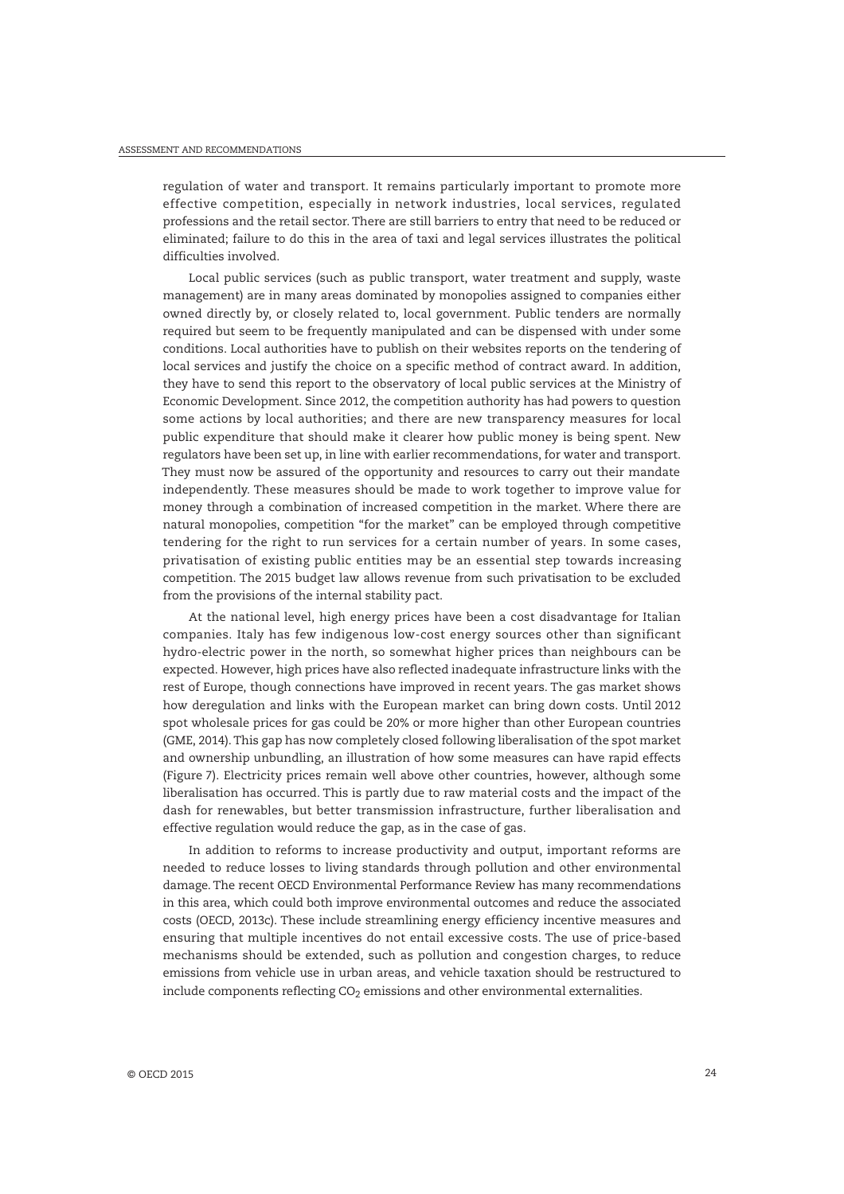regulation of water and transport. It remains particularly important to promote more effective competition, especially in network industries, local services, regulated professions and the retail sector. There are still barriers to entry that need to be reduced or eliminated; failure to do this in the area of taxi and legal services illustrates the political difficulties involved.

Local public services (such as public transport, water treatment and supply, waste management) are in many areas dominated by monopolies assigned to companies either owned directly by, or closely related to, local government. Public tenders are normally required but seem to be frequently manipulated and can be dispensed with under some conditions. Local authorities have to publish on their websites reports on the tendering of local services and justify the choice on a specific method of contract award. In addition, they have to send this report to the observatory of local public services at the Ministry of Economic Development. Since 2012, the competition authority has had powers to question some actions by local authorities; and there are new transparency measures for local public expenditure that should make it clearer how public money is being spent. New regulators have been set up, in line with earlier recommendations, for water and transport. They must now be assured of the opportunity and resources to carry out their mandate independently. These measures should be made to work together to improve value for money through a combination of increased competition in the market. Where there are natural monopolies, competition "for the market" can be employed through competitive tendering for the right to run services for a certain number of years. In some cases, privatisation of existing public entities may be an essential step towards increasing competition. The 2015 budget law allows revenue from such privatisation to be excluded from the provisions of the internal stability pact.

At the national level, high energy prices have been a cost disadvantage for Italian companies. Italy has few indigenous low-cost energy sources other than significant hydro-electric power in the north, so somewhat higher prices than neighbours can be expected. However, high prices have also reflected inadequate infrastructure links with the rest of Europe, though connections have improved in recent years. The gas market shows how deregulation and links with the European market can bring down costs. Until 2012 spot wholesale prices for gas could be 20% or more higher than other European countries (GME, 2014). This gap has now completely closed following liberalisation of the spot market and ownership unbundling, an illustration of how some measures can have rapid effects (Figure 7). Electricity prices remain well above other countries, however, although some liberalisation has occurred. This is partly due to raw material costs and the impact of the dash for renewables, but better transmission infrastructure, further liberalisation and effective regulation would reduce the gap, as in the case of gas.

In addition to reforms to increase productivity and output, important reforms are needed to reduce losses to living standards through pollution and other environmental damage. The recent OECD Environmental Performance Review has many recommendations in this area, which could both improve environmental outcomes and reduce the associated costs (OECD, 2013c). These include streamlining energy efficiency incentive measures and ensuring that multiple incentives do not entail excessive costs. The use of price-based mechanisms should be extended, such as pollution and congestion charges, to reduce emissions from vehicle use in urban areas, and vehicle taxation should be restructured to include components reflecting $CO_2$ emissions and other environmental externalities.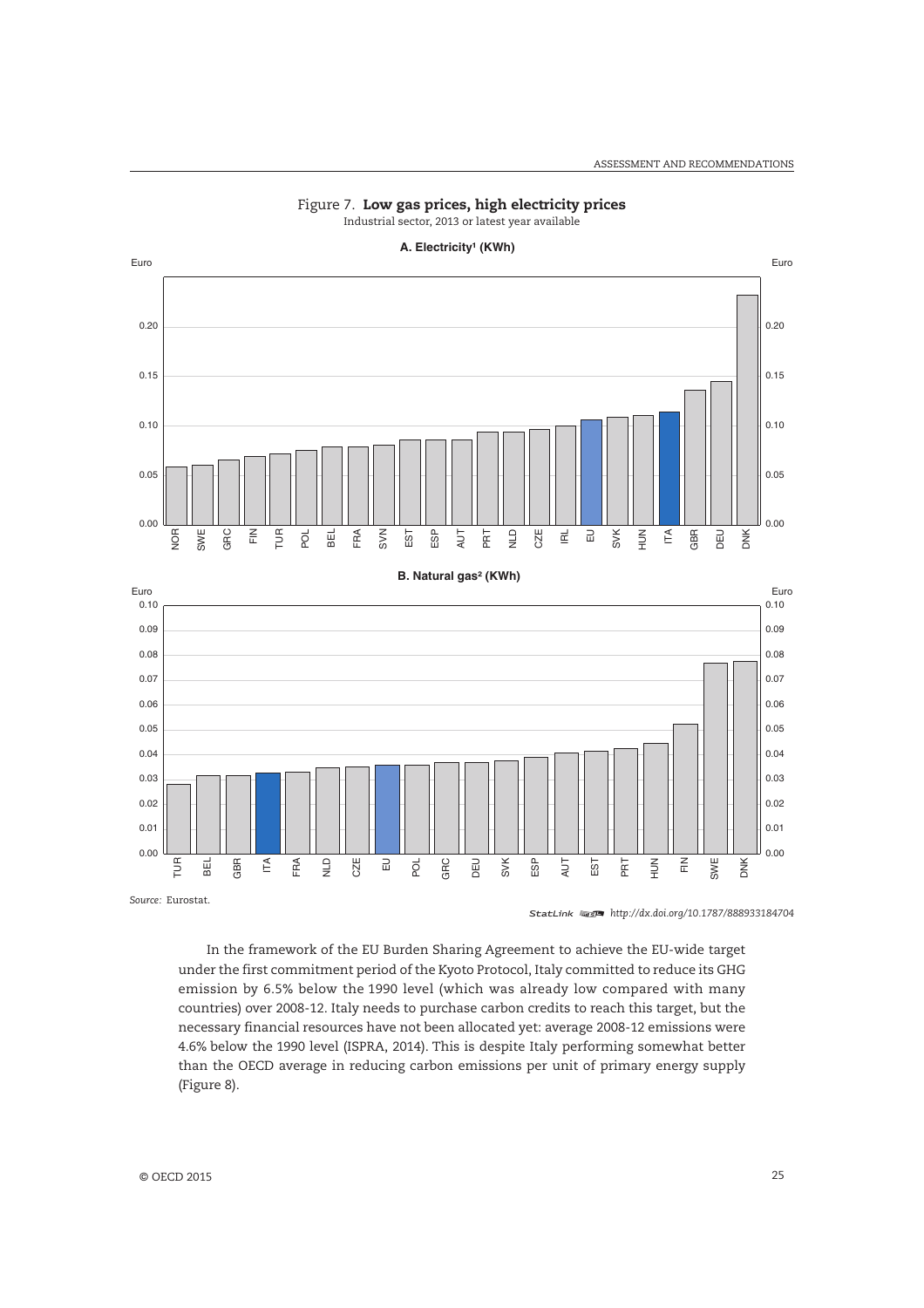Figure 7. **Low gas prices, high electricity prices**

Industrial sector, 2013 or latest year available

**A. Electricity[1] (KWh)**

**B. Natural gas[2] (KWh)**

*Source:* Eurostat.

StatLink http://dx.doi.org/10.1787/888933184704

In the framework of the EU Burden Sharing Agreement to achieve the EU-wide target under the first commitment period of the Kyoto Protocol, Italy committed to reduce its GHG emission by 6.5% below the 1990 level (which was already low compared with many countries) over 2008-12. Italy needs to purchase carbon credits to reach this target, but the necessary financial resources have not been allocated yet: average 2008-12 emissions were 4.6% below the 1990 level (ISPRA, 2014). This is despite Italy performing somewhat better than the OECD average in reducing carbon emissions per unit of primary energy supply (Figure 8).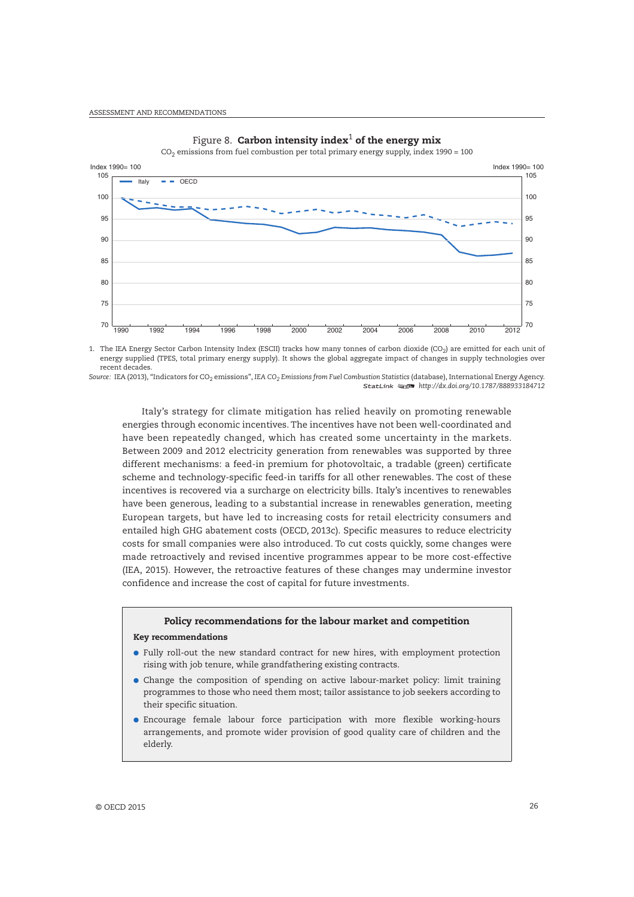Figure 8. **Carbon intensity index**[1] **of the energy mix**

$CO_2$ emissions from fuel combustion per total primary energy supply, index 1990 = 100

1. The IEA Energy Sector Carbon Intensity Index (ESCII) tracks how many tonnes of carbon dioxide ($CO_2$) are emitted for each unit of energy supplied (TPES, total primary energy supply). It shows the global aggregate impact of changes in supply technologies over recent decades.

*Source:* IEA (2013), "Indicators for $CO_2$ emissions", *IEA $CO_2$ Emissions from Fuel Combustion Statistics* (database), International Energy Agency.

StatLink http://dx.doi.org/10.1787/888933184712

Italy's strategy for climate mitigation has relied heavily on promoting renewable energies through economic incentives. The incentives have not been well-coordinated and have been repeatedly changed, which has created some uncertainty in the markets. Between 2009 and 2012 electricity generation from renewables was supported by three different mechanisms: a feed-in premium for photovoltaic, a tradable (green) certificate scheme and technology-specific feed-in tariffs for all other renewables. The cost of these incentives is recovered via a surcharge on electricity bills. Italy's incentives to renewables have been generous, leading to a substantial increase in renewables generation, meeting European targets, but have led to increasing costs for retail electricity consumers and entailed high GHG abatement costs (OECD, 2013c). Specific measures to reduce electricity costs for small companies were also introduced. To cut costs quickly, some changes were made retroactively and revised incentive programmes appear to be more cost-effective (IEA, 2015). However, the retroactive features of these changes may undermine investor confidence and increase the cost of capital for future investments.

### Policy recommendations for the labour market and competition

**Key recommendations**

- Fully roll-out the new standard contract for new hires, with employment protection rising with job tenure, while grandfathering existing contracts.
- Change the composition of spending on active labour-market policy: limit training programmes to those who need them most; tailor assistance to job seekers according to their specific situation.
- Encourage female labour force participation with more flexible working-hours arrangements, and promote wider provision of good quality care of children and the elderly.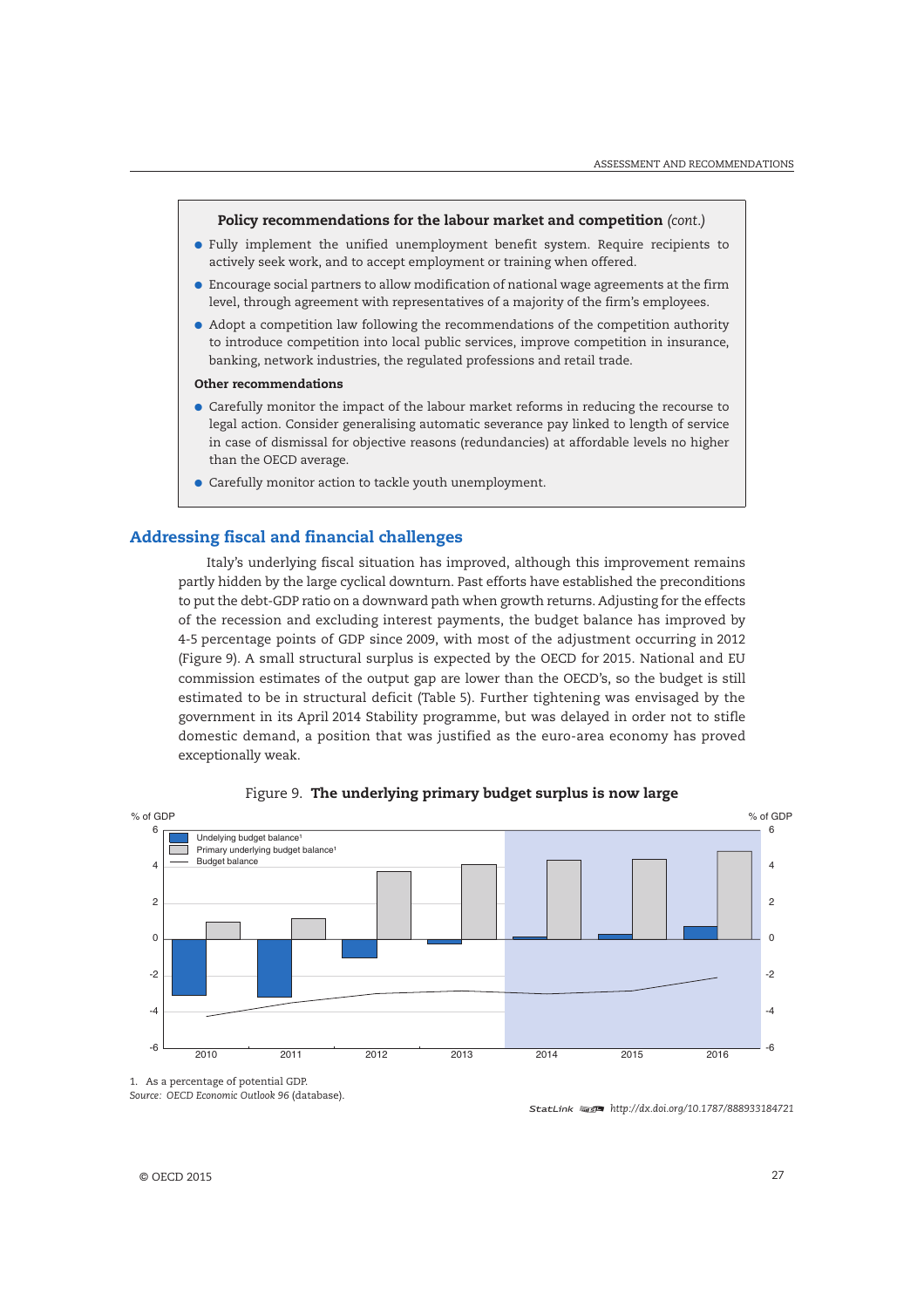**Policy recommendations for the labour market and competition** *(cont.)*

- Fully implement the unified unemployment benefit system. Require recipients to actively seek work, and to accept employment or training when offered.
- Encourage social partners to allow modification of national wage agreements at the firm level, through agreement with representatives of a majority of the firm's employees.
- Adopt a competition law following the recommendations of the competition authority to introduce competition into local public services, improve competition in insurance, banking, network industries, the regulated professions and retail trade.

**Other recommendations**

- Carefully monitor the impact of the labour market reforms in reducing the recourse to legal action. Consider generalising automatic severance pay linked to length of service in case of dismissal for objective reasons (redundancies) at affordable levels no higher than the OECD average.
- Carefully monitor action to tackle youth unemployment.

## Addressing fiscal and financial challenges

Italy's underlying fiscal situation has improved, although this improvement remains partly hidden by the large cyclical downturn. Past efforts have established the preconditions to put the debt-GDP ratio on a downward path when growth returns. Adjusting for the effects of the recession and excluding interest payments, the budget balance has improved by 4-5 percentage points of GDP since 2009, with most of the adjustment occurring in 2012 (Figure 9). A small structural surplus is expected by the OECD for 2015. National and EU commission estimates of the output gap are lower than the OECD's, so the budget is still estimated to be in structural deficit (Table 5). Further tightening was envisaged by the government in its April 2014 Stability programme, but was delayed in order not to stifle domestic demand, a position that was justified as the euro-area economy has proved exceptionally weak.

Figure 9. **The underlying primary budget surplus is now large**

1. As a percentage of potential GDP.

*Source:* *OECD Economic Outlook 96* (database).

StatLink http://dx.doi.org/10.1787/888933184721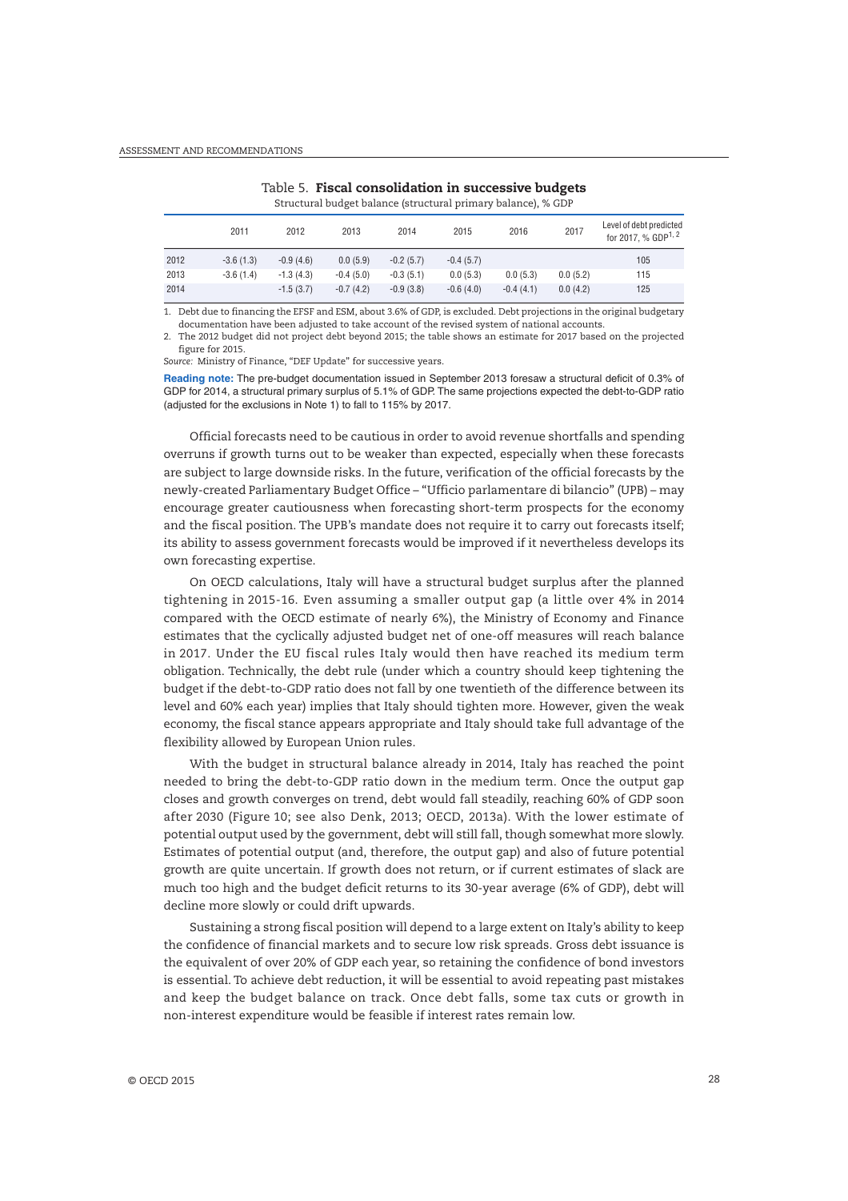## Table 5. **Fiscal consolidation in successive budgets**

Structural budget balance (structural primary balance), % GDP

| | 2011 | 2012 | 2013 | 2014 | 2015 | 2016 | 2017 | Level of debt predicted for 2017, % GDP[1, 2] |
|---|---|---|---|---|---|---|---|---|
| 2012 | -3.6 (1.3) | -0.9 (4.6) | 0.0 (5.9) | -0.2 (5.7) | -0.4 (5.7) | | | 105 |
| 2013 | -3.6 (1.4) | -1.3 (4.3) | -0.4 (5.0) | -0.3 (5.1) | 0.0 (5.3) | 0.0 (5.3) | 0.0 (5.2) | 115 |
| 2014 | | -1.5 (3.7) | -0.7 (4.2) | -0.9 (3.8) | -0.6 (4.0) | -0.4 (4.1) | 0.0 (4.2) | 125 |

1. Debt due to financing the EFSF and ESM, about 3.6% of GDP, is excluded. Debt projections in the original budgetary documentation have been adjusted to take account of the revised system of national accounts.
2. The 2012 budget did not project debt beyond 2015; the table shows an estimate for 2017 based on the projected figure for 2015.

*Source:* Ministry of Finance, "DEF Update" for successive years.

**Reading note:** The pre-budget documentation issued in September 2013 foresaw a structural deficit of 0.3% of GDP for 2014, a structural primary surplus of 5.1% of GDP. The same projections expected the debt-to-GDP ratio (adjusted for the exclusions in Note 1) to fall to 115% by 2017.

Official forecasts need to be cautious in order to avoid revenue shortfalls and spending overruns if growth turns out to be weaker than expected, especially when these forecasts are subject to large downside risks. In the future, verification of the official forecasts by the newly-created Parliamentary Budget Office – "Ufficio parlamentare di bilancio" (UPB) – may encourage greater cautiousness when forecasting short-term prospects for the economy and the fiscal position. The UPB's mandate does not require it to carry out forecasts itself; its ability to assess government forecasts would be improved if it nevertheless develops its own forecasting expertise.

On OECD calculations, Italy will have a structural budget surplus after the planned tightening in 2015-16. Even assuming a smaller output gap (a little over 4% in 2014 compared with the OECD estimate of nearly 6%), the Ministry of Economy and Finance estimates that the cyclically adjusted budget net of one-off measures will reach balance in 2017. Under the EU fiscal rules Italy would then have reached its medium term obligation. Technically, the debt rule (under which a country should keep tightening the budget if the debt-to-GDP ratio does not fall by one twentieth of the difference between its level and 60% each year) implies that Italy should tighten more. However, given the weak economy, the fiscal stance appears appropriate and Italy should take full advantage of the flexibility allowed by European Union rules.

With the budget in structural balance already in 2014, Italy has reached the point needed to bring the debt-to-GDP ratio down in the medium term. Once the output gap closes and growth converges on trend, debt would fall steadily, reaching 60% of GDP soon after 2030 (Figure 10; see also Denk, 2013; OECD, 2013a). With the lower estimate of potential output used by the government, debt will still fall, though somewhat more slowly. Estimates of potential output (and, therefore, the output gap) and also of future potential growth are quite uncertain. If growth does not return, or if current estimates of slack are much too high and the budget deficit returns to its 30-year average (6% of GDP), debt will decline more slowly or could drift upwards.

Sustaining a strong fiscal position will depend to a large extent on Italy's ability to keep the confidence of financial markets and to secure low risk spreads. Gross debt issuance is the equivalent of over 20% of GDP each year, so retaining the confidence of bond investors is essential. To achieve debt reduction, it will be essential to avoid repeating past mistakes and keep the budget balance on track. Once debt falls, some tax cuts or growth in non-interest expenditure would be feasible if interest rates remain low.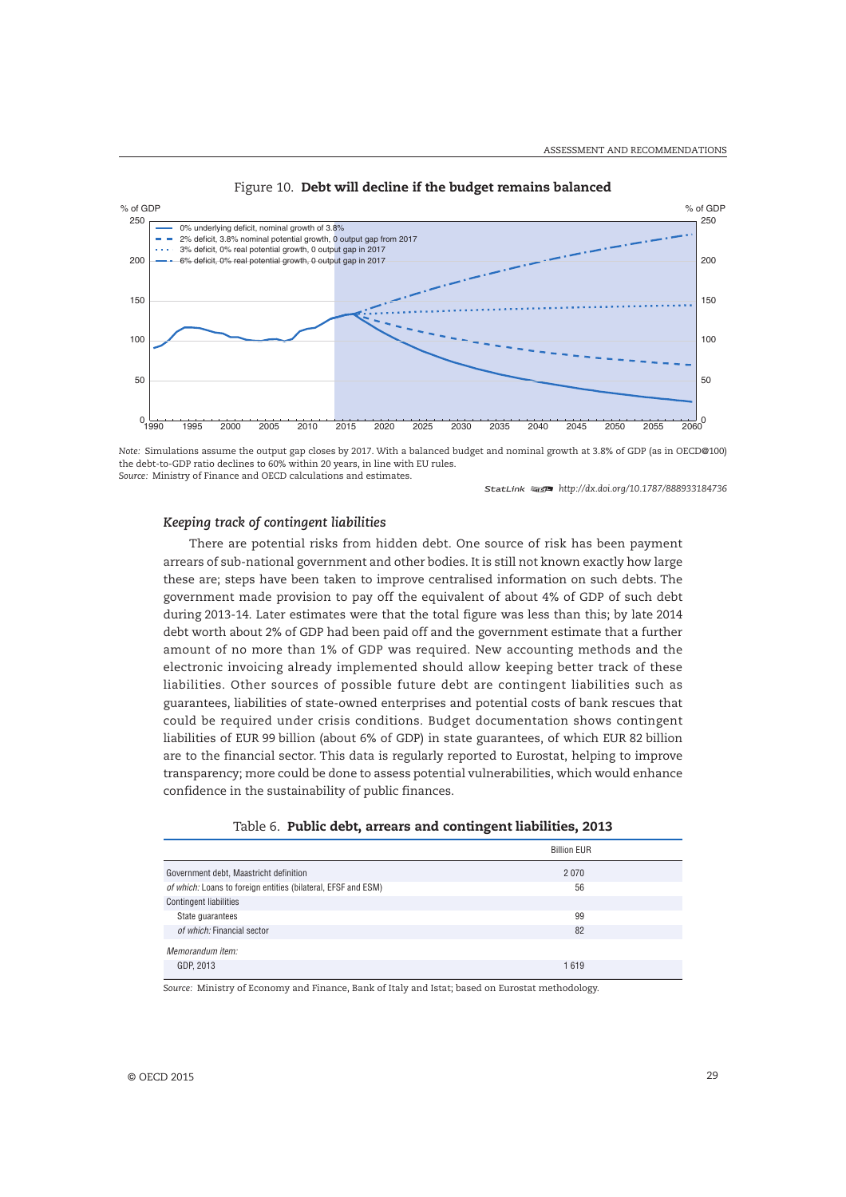Figure 10. **Debt will decline if the budget remains balanced**

*Note:* Simulations assume the output gap closes by 2017. With a balanced budget and nominal growth at 3.8% of GDP (as in OECD@100) the debt-to-GDP ratio declines to 60% within 20 years, in line with EU rules.
*Source:* Ministry of Finance and OECD calculations and estimates.

StatLink http://dx.doi.org/10.1787/888933184736

### *Keeping track of contingent liabilities*

There are potential risks from hidden debt. One source of risk has been payment arrears of sub-national government and other bodies. It is still not known exactly how large these are; steps have been taken to improve centralised information on such debts. The government made provision to pay off the equivalent of about 4% of GDP of such debt during 2013-14. Later estimates were that the total figure was less than this; by late 2014 debt worth about 2% of GDP had been paid off and the government estimate that a further amount of no more than 1% of GDP was required. New accounting methods and the electronic invoicing already implemented should allow keeping better track of these liabilities. Other sources of possible future debt are contingent liabilities such as guarantees, liabilities of state-owned enterprises and potential costs of bank rescues that could be required under crisis conditions. Budget documentation shows contingent liabilities of EUR 99 billion (about 6% of GDP) in state guarantees, of which EUR 82 billion are to the financial sector. This data is regularly reported to Eurostat, helping to improve transparency; more could be done to assess potential vulnerabilities, which would enhance confidence in the sustainability of public finances.

Table 6. **Public debt, arrears and contingent liabilities, 2013**

| | Billion EUR |
|---|---|
| Government debt, Maastricht definition | 2 070 |
| *of which:* Loans to foreign entities (bilateral, EFSF and ESM) | 56 |
| Contingent liabilities | |
| State guarantees | 99 |
| *of which:* Financial sector | 82 |
| *Memorandum item:* | |
| GDP, 2013 | 1 619 |

*Source:* Ministry of Economy and Finance, Bank of Italy and Istat; based on Eurostat methodology.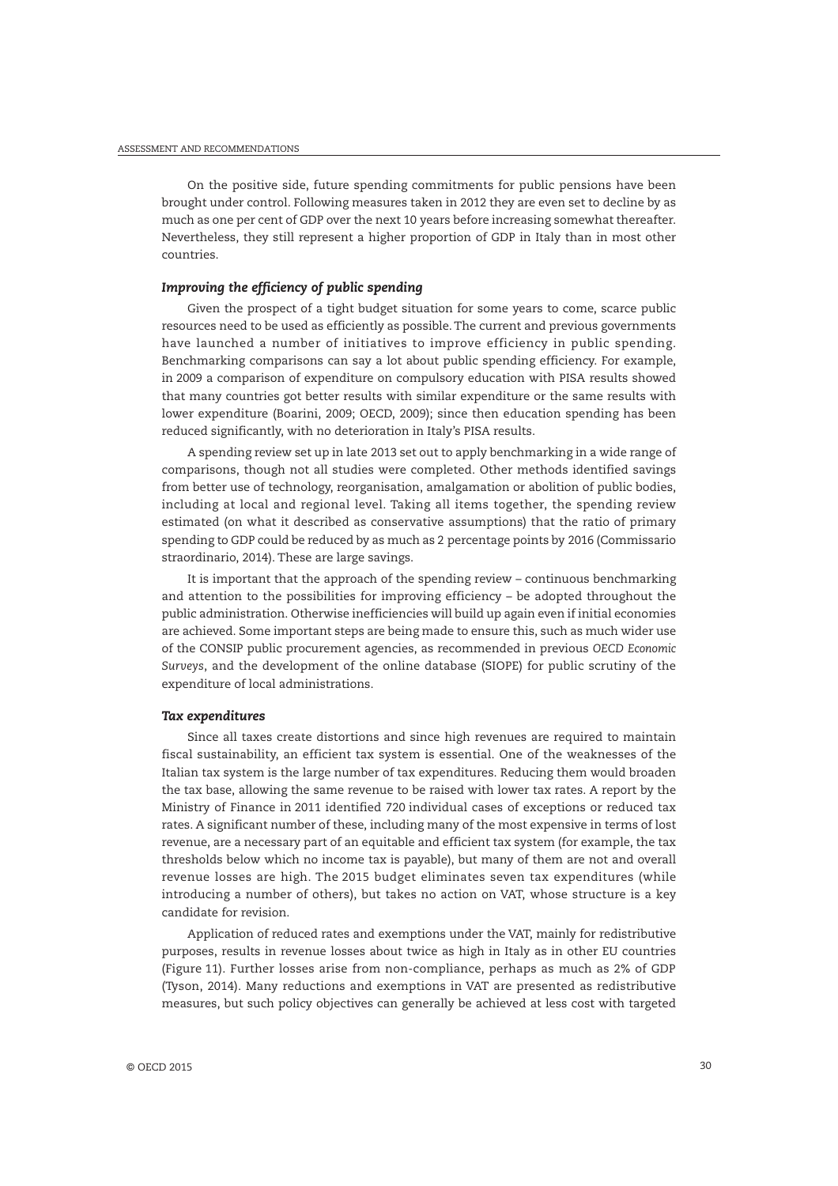On the positive side, future spending commitments for public pensions have been brought under control. Following measures taken in 2012 they are even set to decline by as much as one per cent of GDP over the next 10 years before increasing somewhat thereafter. Nevertheless, they still represent a higher proportion of GDP in Italy than in most other countries.

### *Improving the efficiency of public spending*

Given the prospect of a tight budget situation for some years to come, scarce public resources need to be used as efficiently as possible. The current and previous governments have launched a number of initiatives to improve efficiency in public spending. Benchmarking comparisons can say a lot about public spending efficiency. For example, in 2009 a comparison of expenditure on compulsory education with PISA results showed that many countries got better results with similar expenditure or the same results with lower expenditure (Boarini, 2009; OECD, 2009); since then education spending has been reduced significantly, with no deterioration in Italy's PISA results.

A spending review set up in late 2013 set out to apply benchmarking in a wide range of comparisons, though not all studies were completed. Other methods identified savings from better use of technology, reorganisation, amalgamation or abolition of public bodies, including at local and regional level. Taking all items together, the spending review estimated (on what it described as conservative assumptions) that the ratio of primary spending to GDP could be reduced by as much as 2 percentage points by 2016 (Commissario straordinario, 2014). These are large savings.

It is important that the approach of the spending review – continuous benchmarking and attention to the possibilities for improving efficiency – be adopted throughout the public administration. Otherwise inefficiencies will build up again even if initial economies are achieved. Some important steps are being made to ensure this, such as much wider use of the CONSIP public procurement agencies, as recommended in previous *OECD Economic Surveys*, and the development of the online database (SIOPE) for public scrutiny of the expenditure of local administrations.

### *Tax expenditures*

Since all taxes create distortions and since high revenues are required to maintain fiscal sustainability, an efficient tax system is essential. One of the weaknesses of the Italian tax system is the large number of tax expenditures. Reducing them would broaden the tax base, allowing the same revenue to be raised with lower tax rates. A report by the Ministry of Finance in 2011 identified 720 individual cases of exceptions or reduced tax rates. A significant number of these, including many of the most expensive in terms of lost revenue, are a necessary part of an equitable and efficient tax system (for example, the tax thresholds below which no income tax is payable), but many of them are not and overall revenue losses are high. The 2015 budget eliminates seven tax expenditures (while introducing a number of others), but takes no action on VAT, whose structure is a key candidate for revision.

Application of reduced rates and exemptions under the VAT, mainly for redistributive purposes, results in revenue losses about twice as high in Italy as in other EU countries (Figure 11). Further losses arise from non-compliance, perhaps as much as 2% of GDP (Tyson, 2014). Many reductions and exemptions in VAT are presented as redistributive measures, but such policy objectives can generally be achieved at less cost with targeted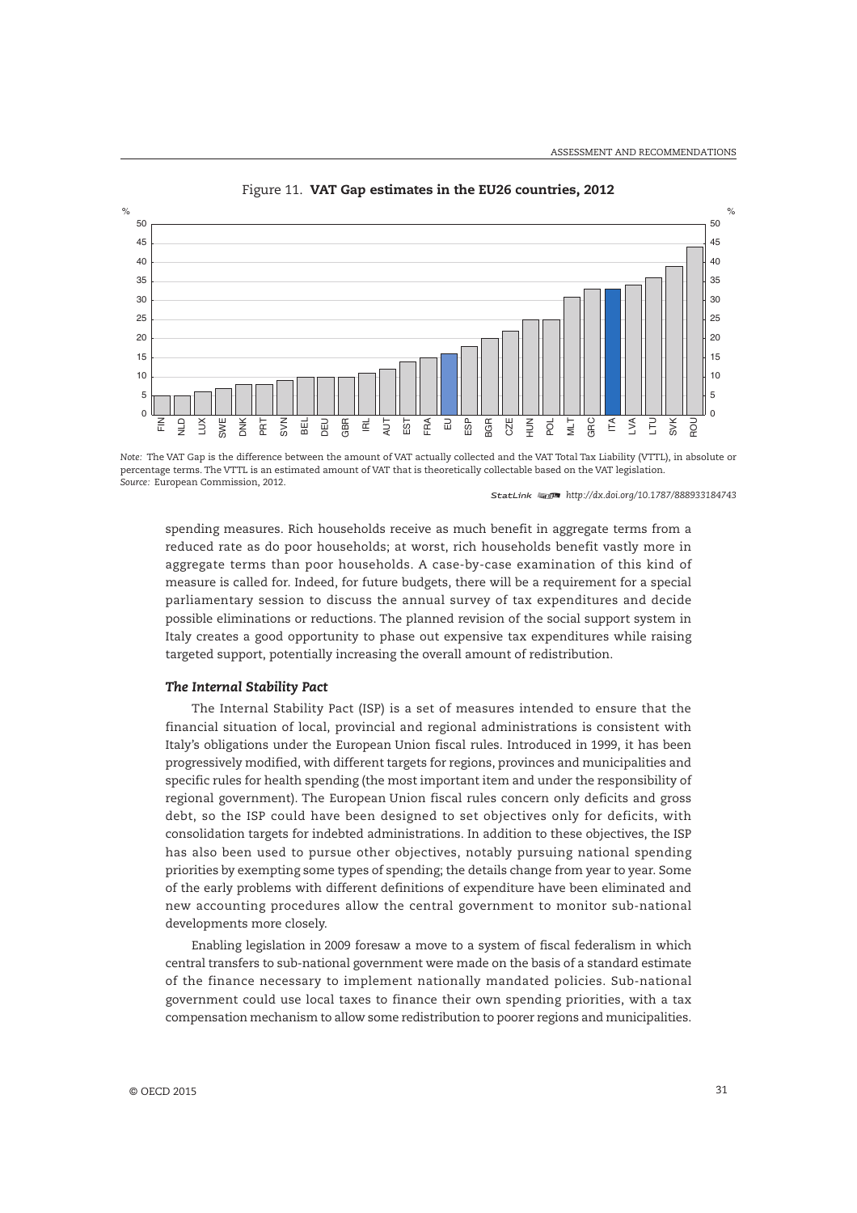Figure 11. **VAT Gap estimates in the EU26 countries, 2012**

*Note:* The VAT Gap is the difference between the amount of VAT actually collected and the VAT Total Tax Liability (VTTL), in absolute or percentage terms. The VTTL is an estimated amount of VAT that is theoretically collectable based on the VAT legislation.
*Source:* European Commission, 2012.

StatLink http://dx.doi.org/10.1787/888933184743

spending measures. Rich households receive as much benefit in aggregate terms from a reduced rate as do poor households; at worst, rich households benefit vastly more in aggregate terms than poor households. A case-by-case examination of this kind of measure is called for. Indeed, for future budgets, there will be a requirement for a special parliamentary session to discuss the annual survey of tax expenditures and decide possible eliminations or reductions. The planned revision of the social support system in Italy creates a good opportunity to phase out expensive tax expenditures while raising targeted support, potentially increasing the overall amount of redistribution.

### *The Internal Stability Pact*

The Internal Stability Pact (ISP) is a set of measures intended to ensure that the financial situation of local, provincial and regional administrations is consistent with Italy's obligations under the European Union fiscal rules. Introduced in 1999, it has been progressively modified, with different targets for regions, provinces and municipalities and specific rules for health spending (the most important item and under the responsibility of regional government). The European Union fiscal rules concern only deficits and gross debt, so the ISP could have been designed to set objectives only for deficits, with consolidation targets for indebted administrations. In addition to these objectives, the ISP has also been used to pursue other objectives, notably pursuing national spending priorities by exempting some types of spending; the details change from year to year. Some of the early problems with different definitions of expenditure have been eliminated and new accounting procedures allow the central government to monitor sub-national developments more closely.

Enabling legislation in 2009 foresaw a move to a system of fiscal federalism in which central transfers to sub-national government were made on the basis of a standard estimate of the finance necessary to implement nationally mandated policies. Sub-national government could use local taxes to finance their own spending priorities, with a tax compensation mechanism to allow some redistribution to poorer regions and municipalities.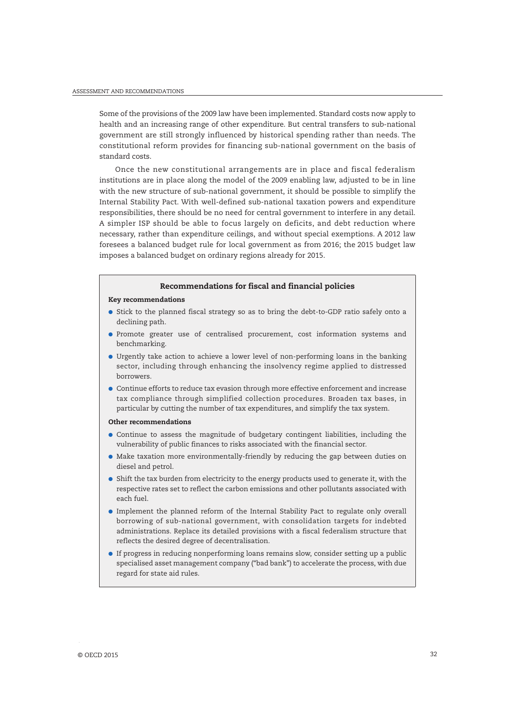Some of the provisions of the 2009 law have been implemented. Standard costs now apply to health and an increasing range of other expenditure. But central transfers to sub-national government are still strongly influenced by historical spending rather than needs. The constitutional reform provides for financing sub-national government on the basis of standard costs.

Once the new constitutional arrangements are in place and fiscal federalism institutions are in place along the model of the 2009 enabling law, adjusted to be in line with the new structure of sub-national government, it should be possible to simplify the Internal Stability Pact. With well-defined sub-national taxation powers and expenditure responsibilities, there should be no need for central government to interfere in any detail. A simpler ISP should be able to focus largely on deficits, and debt reduction where necessary, rather than expenditure ceilings, and without special exemptions. A 2012 law foresees a balanced budget rule for local government as from 2016; the 2015 budget law imposes a balanced budget on ordinary regions already for 2015.

### Recommendations for fiscal and financial policies

**Key recommendations**

- Stick to the planned fiscal strategy so as to bring the debt-to-GDP ratio safely onto a declining path.
- Promote greater use of centralised procurement, cost information systems and benchmarking.
- Urgently take action to achieve a lower level of non-performing loans in the banking sector, including through enhancing the insolvency regime applied to distressed borrowers.
- Continue efforts to reduce tax evasion through more effective enforcement and increase tax compliance through simplified collection procedures. Broaden tax bases, in particular by cutting the number of tax expenditures, and simplify the tax system.

**Other recommendations**

- Continue to assess the magnitude of budgetary contingent liabilities, including the vulnerability of public finances to risks associated with the financial sector.
- Make taxation more environmentally-friendly by reducing the gap between duties on diesel and petrol.
- Shift the tax burden from electricity to the energy products used to generate it, with the respective rates set to reflect the carbon emissions and other pollutants associated with each fuel.
- Implement the planned reform of the Internal Stability Pact to regulate only overall borrowing of sub-national government, with consolidation targets for indebted administrations. Replace its detailed provisions with a fiscal federalism structure that reflects the desired degree of decentralisation.
- If progress in reducing nonperforming loans remains slow, consider setting up a public specialised asset management company ("bad bank") to accelerate the process, with due regard for state aid rules.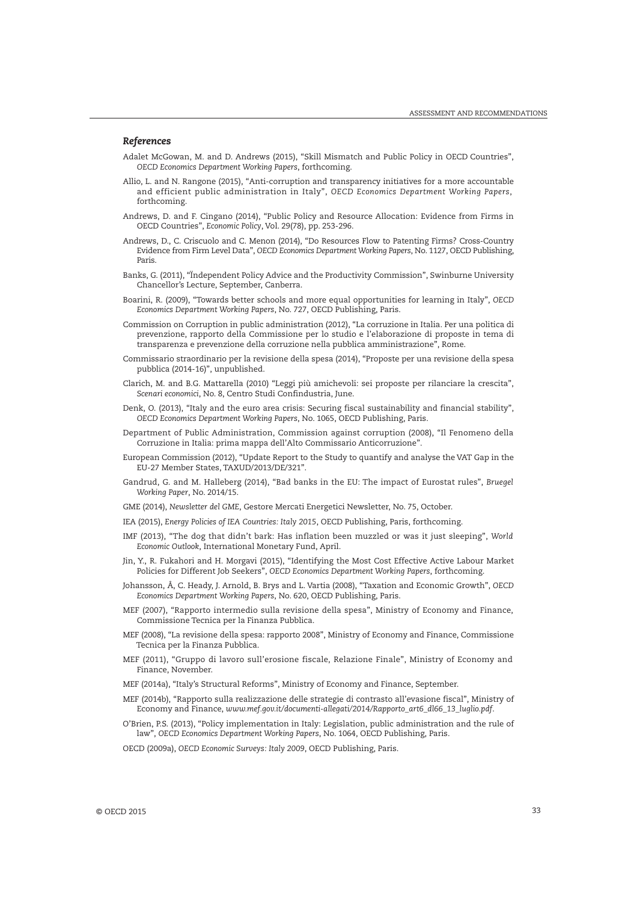### *References*

Adalet McGowan, M. and D. Andrews (2015), "Skill Mismatch and Public Policy in OECD Countries", *OECD Economics Department Working Papers*, forthcoming.

Allio, L. and N. Rangone (2015), "Anti-corruption and transparency initiatives for a more accountable and efficient public administration in Italy", *OECD Economics Department Working Papers*, forthcoming.

Andrews, D. and F. Cingano (2014), "Public Policy and Resource Allocation: Evidence from Firms in OECD Countries", *Economic Policy*, Vol. 29(78), pp. 253-296.

Andrews, D., C. Criscuolo and C. Menon (2014), "Do Resources Flow to Patenting Firms? Cross-Country Evidence from Firm Level Data", *OECD Economics Department Working Papers*, No. 1127, OECD Publishing, Paris.

Banks, G. (2011), "Ĭndependent Policy Advice and the Productivity Commission", Swinburne University Chancellor's Lecture, September, Canberra.

Boarini, R. (2009), "Towards better schools and more equal opportunities for learning in Italy", *OECD Economics Department Working Papers*, No. 727, OECD Publishing, Paris.

Commission on Corruption in public administration (2012), "La corruzione in Italia. Per una politica di prevenzione, rapporto della Commissione per lo studio e l'elaborazione di proposte in tema di transparenza e prevenzione della corruzione nella pubblica amministrazione", Rome.

Commissario straordinario per la revisione della spesa (2014), "Proposte per una revisione della spesa pubblica (2014-16)", unpublished.

Clarich, M. and B.G. Mattarella (2010) "Leggi più amichevoli: sei proposte per rilanciare la crescita", *Scenari economici*, No. 8, Centro Studi Confindustria, June.

Denk, O. (2013), "Italy and the euro area crisis: Securing fiscal sustainability and financial stability", *OECD Economics Department Working Papers*, No. 1065, OECD Publishing, Paris.

Department of Public Administration, Commission against corruption (2008), "Il Fenomeno della Corruzione in Italia: prima mappa dell'Alto Commissario Anticorruzione".

European Commission (2012), "Update Report to the Study to quantify and analyse the VAT Gap in the EU-27 Member States, TAXUD/2013/DE/321".

Gandrud, G. and M. Halleberg (2014), "Bad banks in the EU: The impact of Eurostat rules", *Bruegel Working Paper*, No. 2014/15.

GME (2014), *Newsletter del GME*, Gestore Mercati Energetici Newsletter, No. 75, October.

IEA (2015), *Energy Policies of IEA Countries: Italy 2015*, OECD Publishing, Paris, forthcoming.

IMF (2013), "The dog that didn't bark: Has inflation been muzzled or was it just sleeping", *World Economic Outlook*, International Monetary Fund, April.

Jin, Y., R. Fukahori and H. Morgavi (2015), "Identifying the Most Cost Effective Active Labour Market Policies for Different Job Seekers", *OECD Economics Department Working Papers*, forthcoming.

Johansson, Å, C. Heady, J. Arnold, B. Brys and L. Vartia (2008), "Taxation and Economic Growth", *OECD Economics Department Working Papers*, No. 620, OECD Publishing, Paris.

MEF (2007), "Rapporto intermedio sulla revisione della spesa", Ministry of Economy and Finance, Commissione Tecnica per la Finanza Pubblica.

MEF (2008), "La revisione della spesa: rapporto 2008", Ministry of Economy and Finance, Commissione Tecnica per la Finanza Pubblica.

MEF (2011), "Gruppo di lavoro sull'erosione fiscale, Relazione Finale", Ministry of Economy and Finance, November.

MEF (2014a), "Italy's Structural Reforms", Ministry of Economy and Finance, September.

MEF (2014b), "Rapporto sulla realizzazione delle strategie di contrasto all'evasione fiscal", Ministry of Economy and Finance, *www.mef.gov.it/documenti-allegati/2014/Rapporto_art6_dl66_13_luglio.pdf*.

O'Brien, P.S. (2013), "Policy implementation in Italy: Legislation, public administration and the rule of law", *OECD Economics Department Working Papers*, No. 1064, OECD Publishing, Paris.

OECD (2009a), *OECD Economic Surveys: Italy 2009*, OECD Publishing, Paris.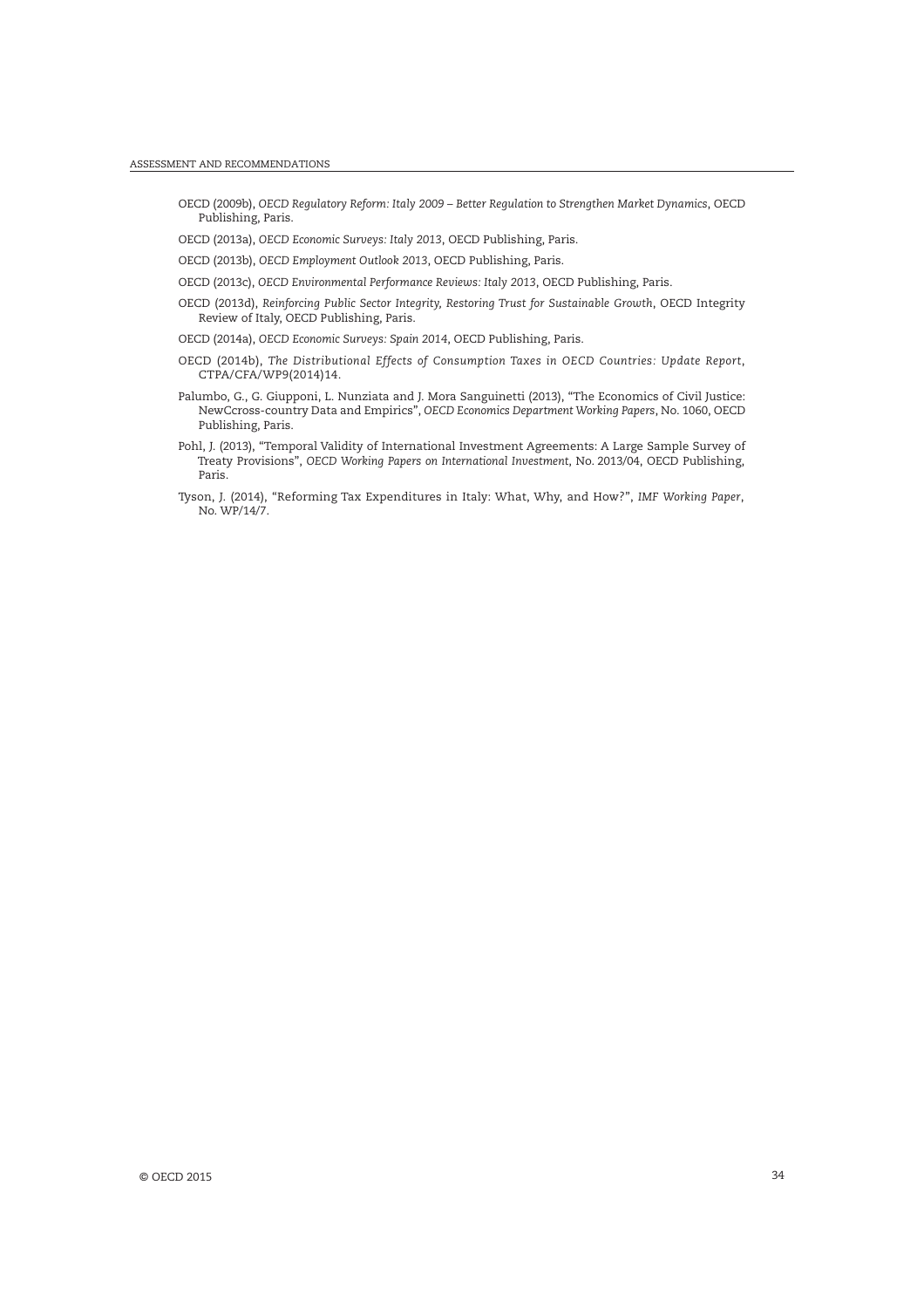OECD (2009b), *OECD Regulatory Reform: Italy 2009 – Better Regulation to Strengthen Market Dynamics*, OECD Publishing, Paris.

OECD (2013a), *OECD Economic Surveys: Italy 2013*, OECD Publishing, Paris.

OECD (2013b), *OECD Employment Outlook 2013*, OECD Publishing, Paris.

OECD (2013c), *OECD Environmental Performance Reviews: Italy 2013*, OECD Publishing, Paris.

OECD (2013d), *Reinforcing Public Sector Integrity, Restoring Trust for Sustainable Growth*, OECD Integrity Review of Italy, OECD Publishing, Paris.

OECD (2014a), *OECD Economic Surveys: Spain 2014*, OECD Publishing, Paris.

OECD (2014b), *The Distributional Effects of Consumption Taxes in OECD Countries: Update Report*, CTPA/CFA/WP9(2014)14.

Palumbo, G., G. Giupponi, L. Nunziata and J. Mora Sanguinetti (2013), "The Economics of Civil Justice: NewCcross-country Data and Empirics", *OECD Economics Department Working Papers*, No. 1060, OECD Publishing, Paris.

Pohl, J. (2013), "Temporal Validity of International Investment Agreements: A Large Sample Survey of Treaty Provisions", *OECD Working Papers on International Investment*, No. 2013/04, OECD Publishing, Paris.

Tyson, J. (2014), "Reforming Tax Expenditures in Italy: What, Why, and How?", *IMF Working Paper*, No. WP/14/7.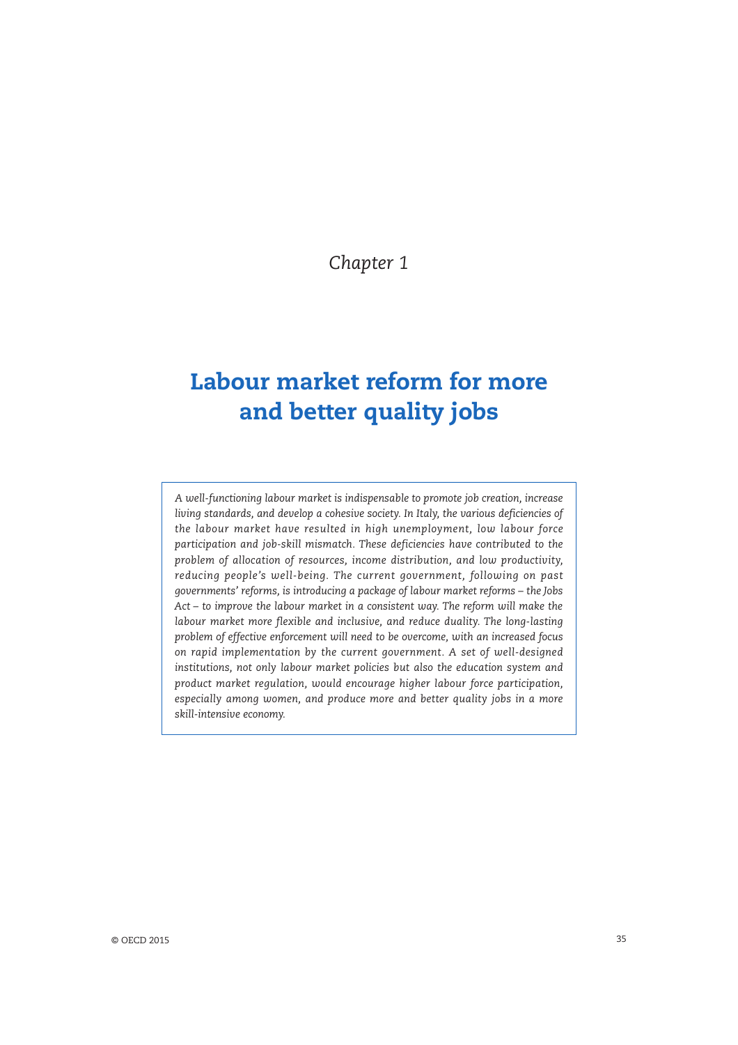*Chapter 1*

# Labour market reform for more and better quality jobs

*A well-functioning labour market is indispensable to promote job creation, increase living standards, and develop a cohesive society. In Italy, the various deficiencies of the labour market have resulted in high unemployment, low labour force participation and job-skill mismatch. These deficiencies have contributed to the problem of allocation of resources, income distribution, and low productivity, reducing people's well-being. The current government, following on past governments' reforms, is introducing a package of labour market reforms – the Jobs Act – to improve the labour market in a consistent way. The reform will make the labour market more flexible and inclusive, and reduce duality. The long-lasting problem of effective enforcement will need to be overcome, with an increased focus on rapid implementation by the current government. A set of well-designed institutions, not only labour market policies but also the education system and product market regulation, would encourage higher labour force participation, especially among women, and produce more and better quality jobs in a more skill-intensive economy.*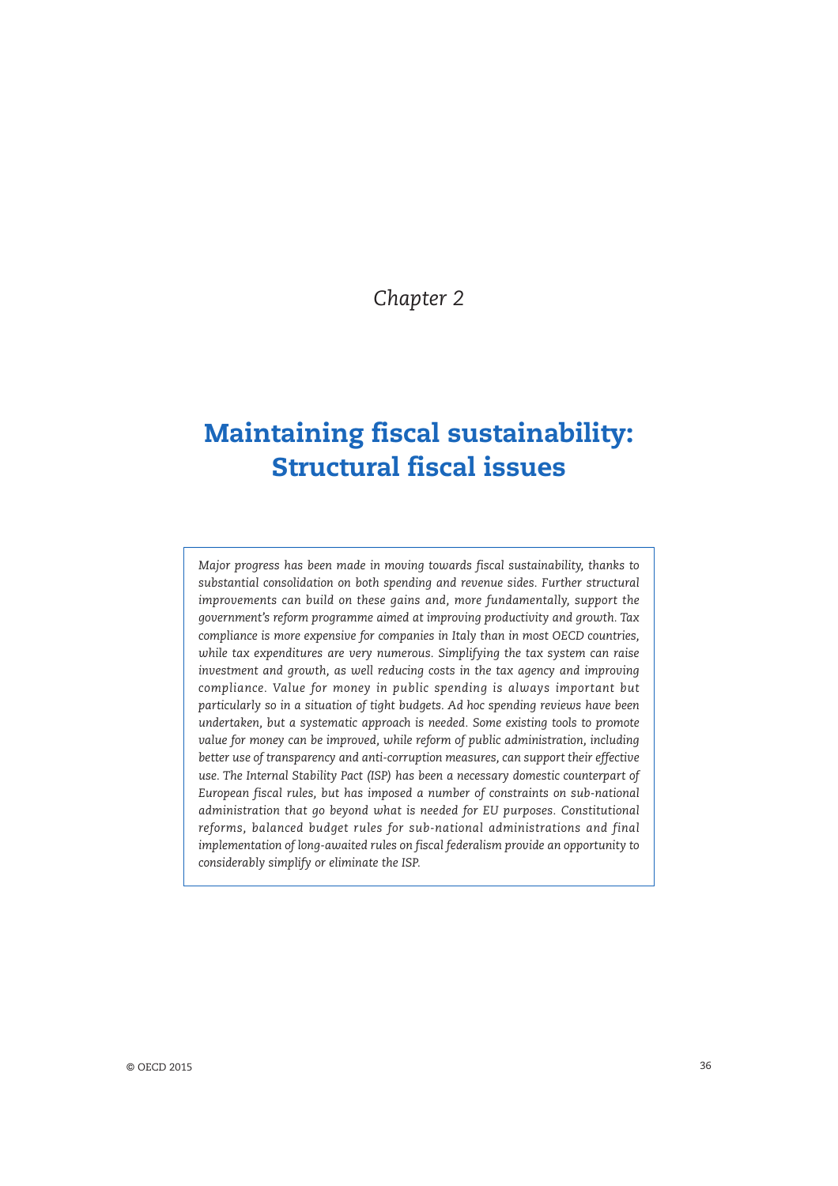*Chapter 2*

# Maintaining fiscal sustainability: Structural fiscal issues

*Major progress has been made in moving towards fiscal sustainability, thanks to substantial consolidation on both spending and revenue sides. Further structural improvements can build on these gains and, more fundamentally, support the government's reform programme aimed at improving productivity and growth. Tax compliance is more expensive for companies in Italy than in most OECD countries, while tax expenditures are very numerous. Simplifying the tax system can raise investment and growth, as well reducing costs in the tax agency and improving compliance. Value for money in public spending is always important but particularly so in a situation of tight budgets. Ad hoc spending reviews have been undertaken, but a systematic approach is needed. Some existing tools to promote value for money can be improved, while reform of public administration, including better use of transparency and anti-corruption measures, can support their effective use. The Internal Stability Pact (ISP) has been a necessary domestic counterpart of European fiscal rules, but has imposed a number of constraints on sub-national administration that go beyond what is needed for EU purposes. Constitutional reforms, balanced budget rules for sub-national administrations and final implementation of long-awaited rules on fiscal federalism provide an opportunity to considerably simplify or eliminate the ISP.*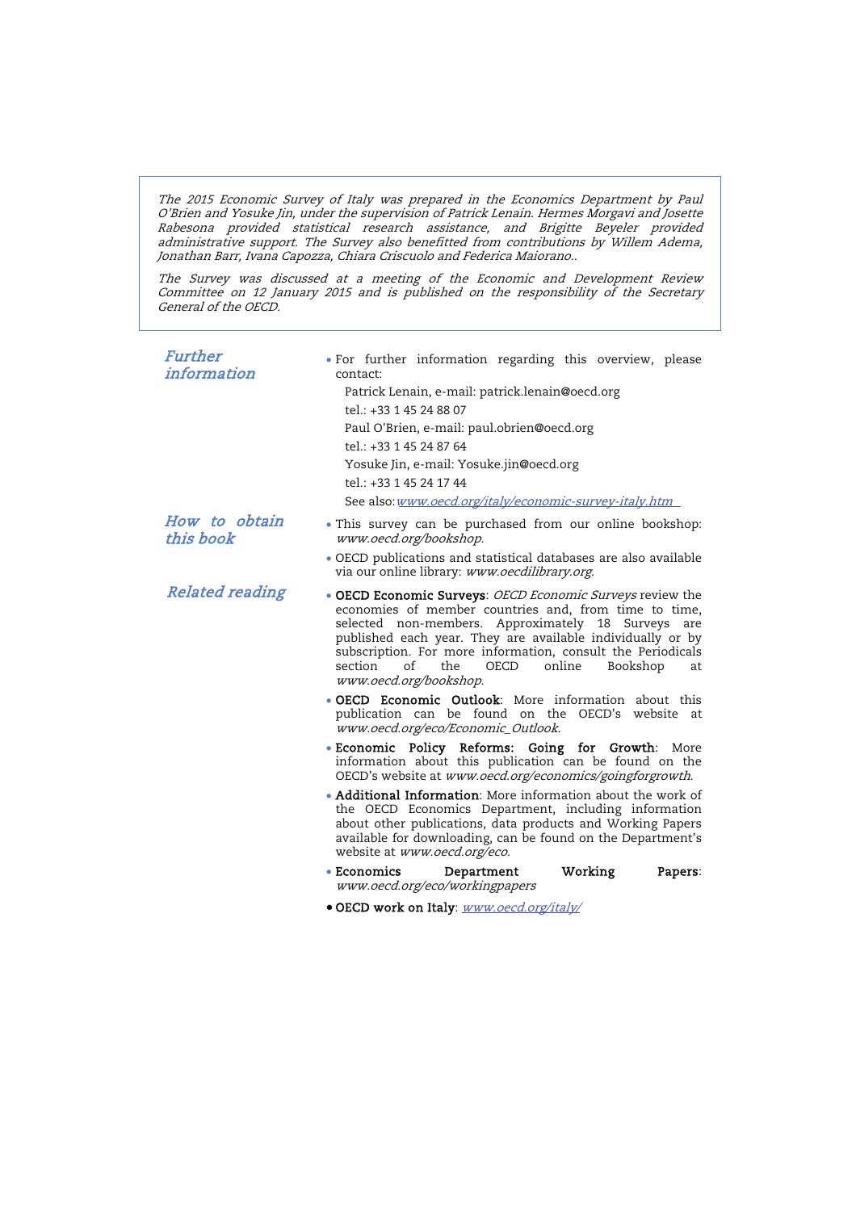*The 2015 Economic Survey of Italy was prepared in the Economics Department by Paul O'Brien and Yosuke Jin, under the supervision of Patrick Lenain. Hermes Morgavi and Josette Rabesona provided statistical research assistance, and Brigitte Beyeler provided administrative support. The Survey also benefitted from contributions by Willem Adema, Jonathan Barr, Ivana Capozza, Chiara Criscuolo and Federica Maiorano..*

*The Survey was discussed at a meeting of the Economic and Development Review Committee on 12 January 2015 and is published on the responsibility of the Secretary General of the OECD.*

### *Further information*

- For further information regarding this overview, please contact:

  Patrick Lenain, e-mail: patrick.lenain@oecd.org

  tel.: +33 1 45 24 88 07

  Paul O'Brien, e-mail: paul.obrien@oecd.org

  tel.: +33 1 45 24 87 64

  Yosuke Jin, e-mail: Yosuke.jin@oecd.org

  tel.: +33 1 45 24 17 44

  See also: *www.oecd.org/italy/economic-survey-italy.htm*

### *How to obtain this book*

- This survey can be purchased from our online bookshop: *www.oecd.org/bookshop.*
- OECD publications and statistical databases are also available via our online library: *www.oecdilibrary.org.*

### *Related reading*

- **OECD Economic Surveys**: *OECD Economic Surveys* review the economies of member countries and, from time to time, selected non-members. Approximately 18 Surveys are published each year. They are available individually or by subscription. For more information, consult the Periodicals section of the OECD online Bookshop at *www.oecd.org/bookshop.*
- **OECD Economic Outlook**: More information about this publication can be found on the OECD's website at *www.oecd.org/eco/Economic_Outlook.*
- **Economic Policy Reforms: Going for Growth**: More information about this publication can be found on the OECD's website at *www.oecd.org/economics/goingforgrowth*.
- **Additional Information**: More information about the work of the OECD Economics Department, including information about other publications, data products and Working Papers available for downloading, can be found on the Department's website at *www.oecd.org/eco.*
- **Economics Department Working Papers**: *www.oecd.org/eco/workingpapers*
- **OECD work on Italy**: *www.oecd.org/italy/*